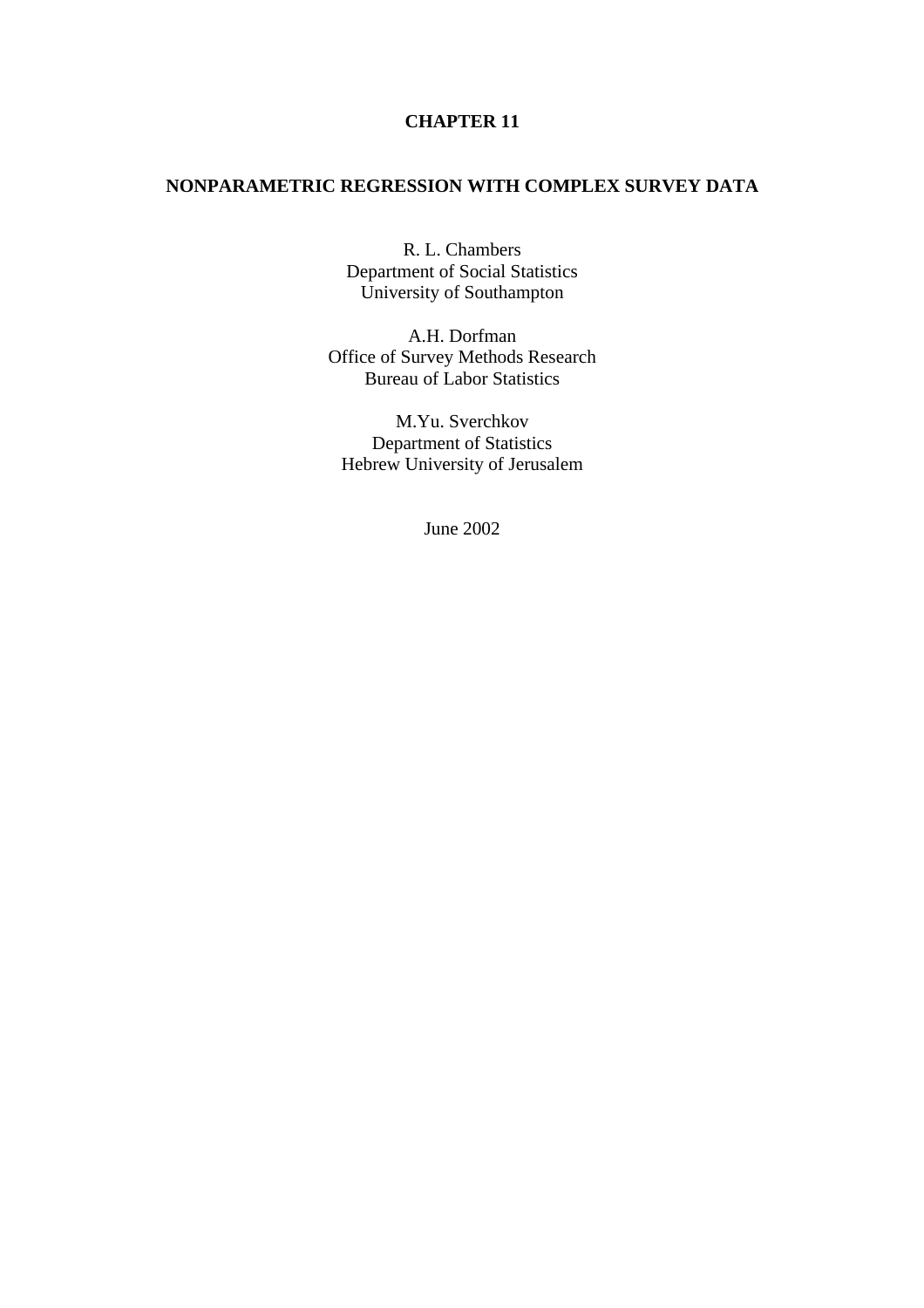**CHAPTER 11**

# NONPARAMETRIC REGRESSION WITH COMPLEX SURVEY DATA

R. L. Chambers
Department of Social Statistics
University of Southampton

A.H. Dorfman
Office of Survey Methods Research
Bureau of Labor Statistics

M.Yu. Sverchkov
Department of Statistics
Hebrew University of Jerusalem

June 2002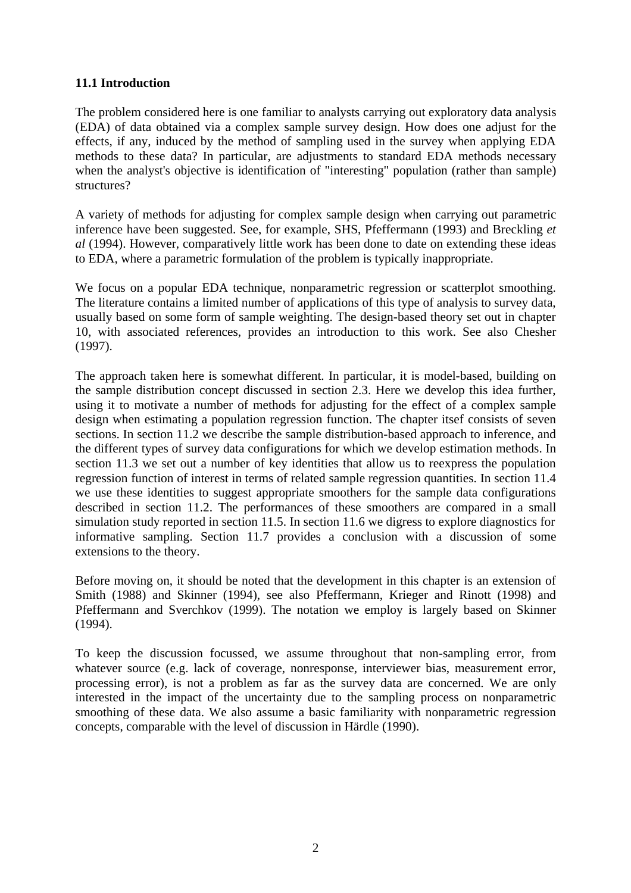### 11.1 Introduction

The problem considered here is one familiar to analysts carrying out exploratory data analysis (EDA) of data obtained via a complex sample survey design. How does one adjust for the effects, if any, induced by the method of sampling used in the survey when applying EDA methods to these data? In particular, are adjustments to standard EDA methods necessary when the analyst's objective is identification of "interesting" population (rather than sample) structures?

A variety of methods for adjusting for complex sample design when carrying out parametric inference have been suggested. See, for example, SHS, Pfeffermann (1993) and Breckling *et al* (1994). However, comparatively little work has been done to date on extending these ideas to EDA, where a parametric formulation of the problem is typically inappropriate.

We focus on a popular EDA technique, nonparametric regression or scatterplot smoothing. The literature contains a limited number of applications of this type of analysis to survey data, usually based on some form of sample weighting. The design-based theory set out in chapter 10, with associated references, provides an introduction to this work. See also Chesher (1997).

The approach taken here is somewhat different. In particular, it is model-based, building on the sample distribution concept discussed in section 2.3. Here we develop this idea further, using it to motivate a number of methods for adjusting for the effect of a complex sample design when estimating a population regression function. The chapter itsef consists of seven sections. In section 11.2 we describe the sample distribution-based approach to inference, and the different types of survey data configurations for which we develop estimation methods. In section 11.3 we set out a number of key identities that allow us to reexpress the population regression function of interest in terms of related sample regression quantities. In section 11.4 we use these identities to suggest appropriate smoothers for the sample data configurations described in section 11.2. The performances of these smoothers are compared in a small simulation study reported in section 11.5. In section 11.6 we digress to explore diagnostics for informative sampling. Section 11.7 provides a conclusion with a discussion of some extensions to the theory.

Before moving on, it should be noted that the development in this chapter is an extension of Smith (1988) and Skinner (1994), see also Pfeffermann, Krieger and Rinott (1998) and Pfeffermann and Sverchkov (1999). The notation we employ is largely based on Skinner (1994).

To keep the discussion focussed, we assume throughout that non-sampling error, from whatever source (e.g. lack of coverage, nonresponse, interviewer bias, measurement error, processing error), is not a problem as far as the survey data are concerned. We are only interested in the impact of the uncertainty due to the sampling process on nonparametric smoothing of these data. We also assume a basic familiarity with nonparametric regression concepts, comparable with the level of discussion in Härdle (1990).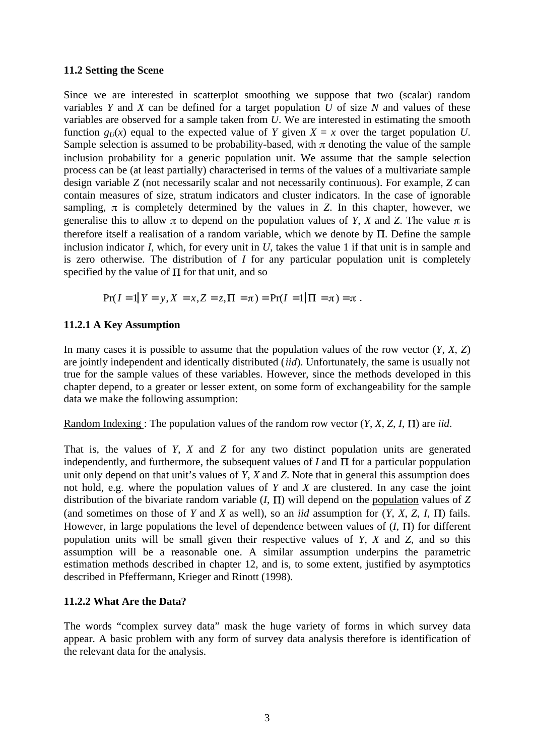## 11.2 Setting the Scene

Since we are interested in scatterplot smoothing we suppose that two (scalar) random variables $Y$ and $X$ can be defined for a target population $U$ of size $N$ and values of these variables are observed for a sample taken from $U$. We are interested in estimating the smooth function $g_U(x)$ equal to the expected value of $Y$ given $X = x$ over the target population $U$. Sample selection is assumed to be probability-based, with $\pi$ denoting the value of the sample inclusion probability for a generic population unit. We assume that the sample selection process can be (at least partially) characterised in terms of the values of a multivariate sample design variable $Z$ (not necessarily scalar and not necessarily continuous). For example, $Z$ can contain measures of size, stratum indicators and cluster indicators. In the case of ignorable sampling, $\pi$ is completely determined by the values in $Z$. In this chapter, however, we generalise this to allow $\pi$ to depend on the population values of $Y$, $X$ and $Z$. The value $\pi$ is therefore itself a realisation of a random variable, which we denote by $\Pi$. Define the sample inclusion indicator $I$, which, for every unit in $U$, takes the value 1 if that unit is in sample and is zero otherwise. The distribution of $I$ for any particular population unit is completely specified by the value of $\Pi$ for that unit, and so

$$\Pr(I = 1 | Y = y, X = x, Z = z, \Pi = \pi) = \Pr(I = 1 | \Pi = \pi) = \pi .$$

### 11.2.1 A Key Assumption

In many cases it is possible to assume that the population values of the row vector ($Y$, $X$, $Z$) are jointly independent and identically distributed (*iid*). Unfortunately, the same is usually not true for the sample values of these variables. However, since the methods developed in this chapter depend, to a greater or lesser extent, on some form of exchangeability for the sample data we make the following assumption:

<u>Random Indexing</u> : The population values of the random row vector ($Y$, $X$, $Z$, $I$, $\Pi$) are *iid*.

That is, the values of $Y$, $X$ and $Z$ for any two distinct population units are generated independently, and furthermore, the subsequent values of $I$ and $\Pi$ for a particular poppulation unit only depend on that unit's values of $Y$, $X$ and $Z$. Note that in general this assumption does not hold, e.g. where the population values of $Y$ and $X$ are clustered. In any case the joint distribution of the bivariate random variable ($I$, $\Pi$) will depend on the <u>population</u> values of $Z$ (and sometimes on those of $Y$ and $X$ as well), so an *iid* assumption for ($Y$, $X$, $Z$, $I$, $\Pi$) fails. However, in large populations the level of dependence between values of ($I$, $\Pi$) for different population units will be small given their respective values of $Y$, $X$ and $Z$, and so this assumption will be a reasonable one. A similar assumption underpins the parametric estimation methods described in chapter 12, and is, to some extent, justified by asymptotics described in Pfeffermann, Krieger and Rinott (1998).

### 11.2.2 What Are the Data?

The words "complex survey data" mask the huge variety of forms in which survey data appear. A basic problem with any form of survey data analysis therefore is identification of the relevant data for the analysis.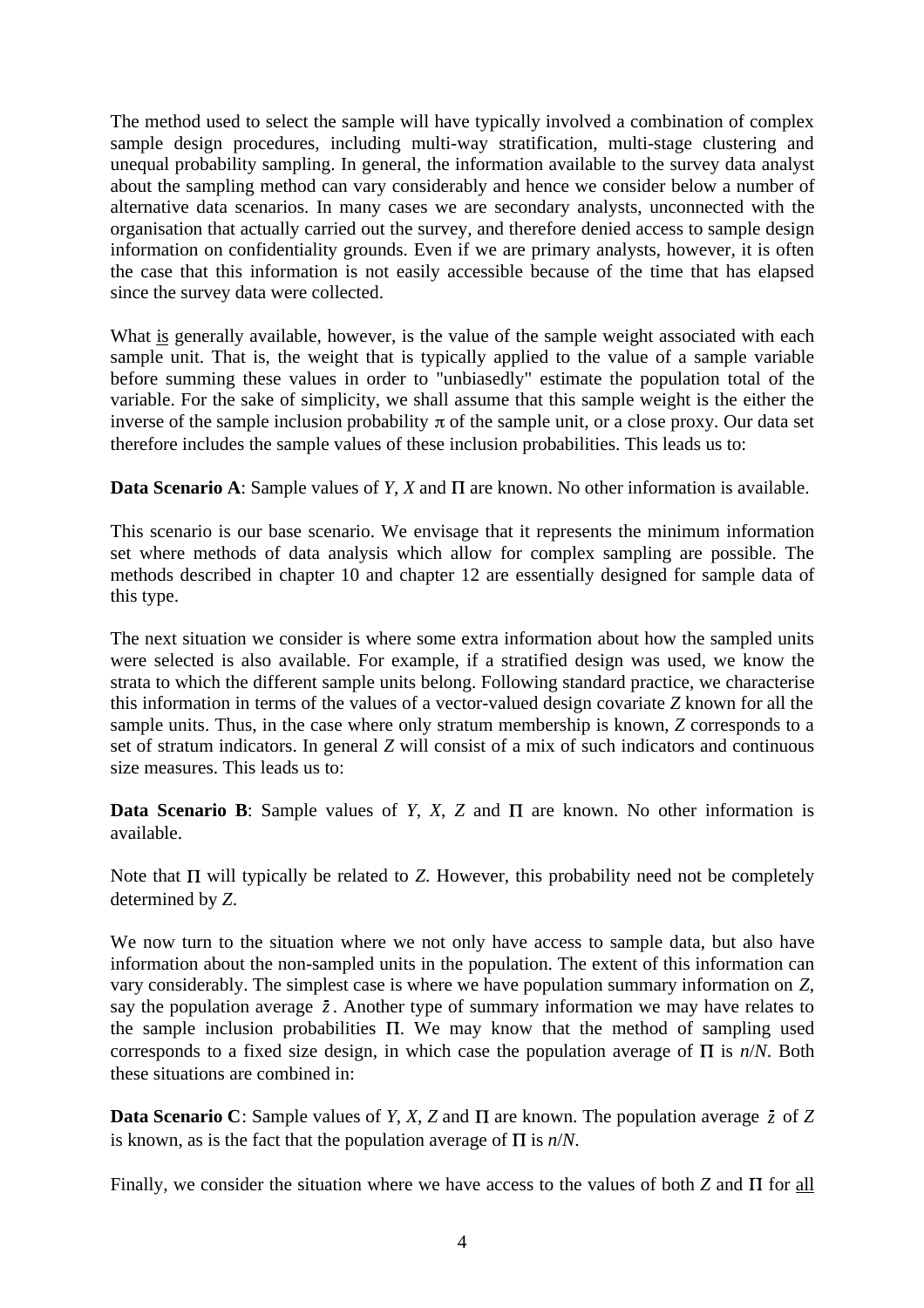The method used to select the sample will have typically involved a combination of complex sample design procedures, including multi-way stratification, multi-stage clustering and unequal probability sampling. In general, the information available to the survey data analyst about the sampling method can vary considerably and hence we consider below a number of alternative data scenarios. In many cases we are secondary analysts, unconnected with the organisation that actually carried out the survey, and therefore denied access to sample design information on confidentiality grounds. Even if we are primary analysts, however, it is often the case that this information is not easily accessible because of the time that has elapsed since the survey data were collected.

What is generally available, however, is the value of the sample weight associated with each sample unit. That is, the weight that is typically applied to the value of a sample variable before summing these values in order to "unbiasedly" estimate the population total of the variable. For the sake of simplicity, we shall assume that this sample weight is the either the inverse of the sample inclusion probability $\pi$ of the sample unit, or a close proxy. Our data set therefore includes the sample values of these inclusion probabilities. This leads us to:

**Data Scenario A**: Sample values of $Y$, $X$ and $\Pi$ are known. No other information is available.

This scenario is our base scenario. We envisage that it represents the minimum information set where methods of data analysis which allow for complex sampling are possible. The methods described in chapter 10 and chapter 12 are essentially designed for sample data of this type.

The next situation we consider is where some extra information about how the sampled units were selected is also available. For example, if a stratified design was used, we know the strata to which the different sample units belong. Following standard practice, we characterise this information in terms of the values of a vector-valued design covariate $Z$ known for all the sample units. Thus, in the case where only stratum membership is known, $Z$ corresponds to a set of stratum indicators. In general $Z$ will consist of a mix of such indicators and continuous size measures. This leads us to:

**Data Scenario B**: Sample values of $Y$, $X$, $Z$ and $\Pi$ are known. No other information is available.

Note that $\Pi$ will typically be related to $Z$. However, this probability need not be completely determined by $Z$.

We now turn to the situation where we not only have access to sample data, but also have information about the non-sampled units in the population. The extent of this information can vary considerably. The simplest case is where we have population summary information on $Z$, say the population average $\bar{z}$. Another type of summary information we may have relates to the sample inclusion probabilities $\Pi$. We may know that the method of sampling used corresponds to a fixed size design, in which case the population average of $\Pi$ is $n/N$. Both these situations are combined in:

**Data Scenario C**: Sample values of $Y$, $X$, $Z$ and $\Pi$ are known. The population average $\bar{z}$ of $Z$ is known, as is the fact that the population average of $\Pi$ is $n/N$.

Finally, we consider the situation where we have access to the values of both $Z$ and $\Pi$ for all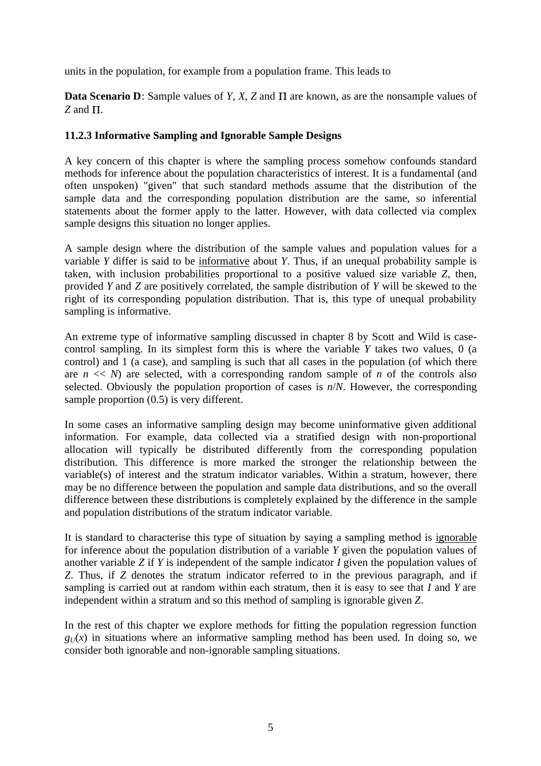units in the population, for example from a population frame. This leads to

**Data Scenario D**: Sample values of $Y$, $X$, $Z$ and $\Pi$ are known, as are the nonsample values of $Z$ and $\Pi$.

### 11.2.3 Informative Sampling and Ignorable Sample Designs

A key concern of this chapter is where the sampling process somehow confounds standard methods for inference about the population characteristics of interest. It is a fundamental (and often unspoken) "given" that such standard methods assume that the distribution of the sample data and the corresponding population distribution are the same, so inferential statements about the former apply to the latter. However, with data collected via complex sample designs this situation no longer applies.

A sample design where the distribution of the sample values and population values for a variable $Y$ differ is said to be informative about $Y$. Thus, if an unequal probability sample is taken, with inclusion probabilities proportional to a positive valued size variable $Z$, then, provided $Y$ and $Z$ are positively correlated, the sample distribution of $Y$ will be skewed to the right of its corresponding population distribution. That is, this type of unequal probability sampling is informative.

An extreme type of informative sampling discussed in chapter 8 by Scott and Wild is case-control sampling. In its simplest form this is where the variable $Y$ takes two values, 0 (a control) and 1 (a case), and sampling is such that all cases in the population (of which there are $n << N$) are selected, with a corresponding random sample of $n$ of the controls also selected. Obviously the population proportion of cases is $n/N$. However, the corresponding sample proportion (0.5) is very different.

In some cases an informative sampling design may become uninformative given additional information. For example, data collected via a stratified design with non-proportional allocation will typically be distributed differently from the corresponding population distribution. This difference is more marked the stronger the relationship between the variable(s) of interest and the stratum indicator variables. Within a stratum, however, there may be no difference between the population and sample data distributions, and so the overall difference between these distributions is completely explained by the difference in the sample and population distributions of the stratum indicator variable.

It is standard to characterise this type of situation by saying a sampling method is ignorable for inference about the population distribution of a variable $Y$ given the population values of another variable $Z$ if $Y$ is independent of the sample indicator $I$ given the population values of $Z$. Thus, if $Z$ denotes the stratum indicator referred to in the previous paragraph, and if sampling is carried out at random within each stratum, then it is easy to see that $I$ and $Y$ are independent within a stratum and so this method of sampling is ignorable given $Z$.

In the rest of this chapter we explore methods for fitting the population regression function $g_U(x)$ in situations where an informative sampling method has been used. In doing so, we consider both ignorable and non-ignorable sampling situations.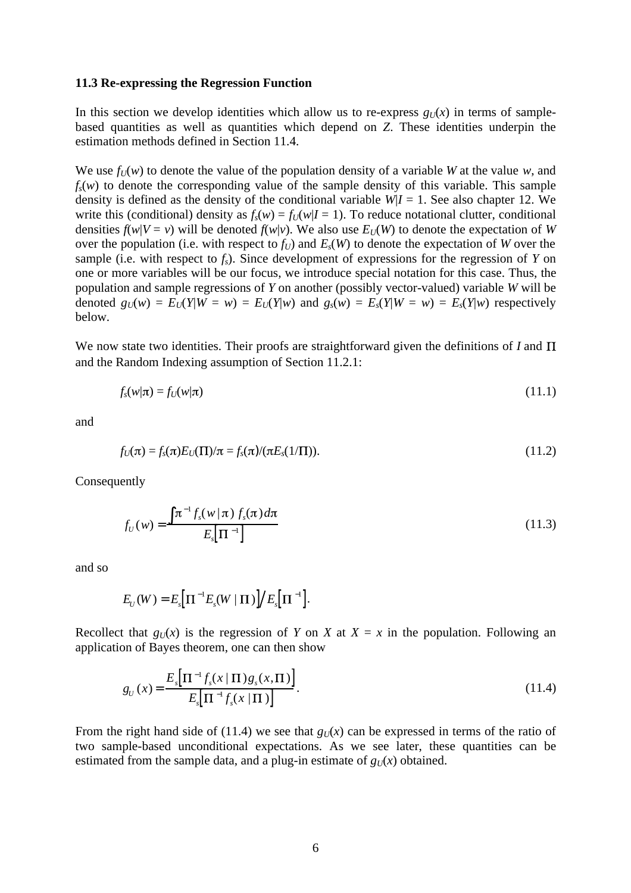### 11.3 Re-expressing the Regression Function

In this section we develop identities which allow us to re-express $g_U(x)$ in terms of sample-based quantities as well as quantities which depend on $Z$. These identities underpin the estimation methods defined in Section 11.4.

We use $f_U(w)$ to denote the value of the population density of a variable $W$ at the value $w$, and $f_s(w)$ to denote the corresponding value of the sample density of this variable. This sample density is defined as the density of the conditional variable $W|I = 1$. See also chapter 12. We write this (conditional) density as $f_s(w) = f_U(w|I = 1)$. To reduce notational clutter, conditional densities $f(w|V = v)$ will be denoted $f(w|v)$. We also use $E_U(W)$ to denote the expectation of $W$ over the population (i.e. with respect to $f_U$) and $E_s(W)$ to denote the expectation of $W$ over the sample (i.e. with respect to $f_s$). Since development of expressions for the regression of $Y$ on one or more variables will be our focus, we introduce special notation for this case. Thus, the population and sample regressions of $Y$ on another (possibly vector-valued) variable $W$ will be denoted $g_U(w) = E_U(Y|W = w) = E_U(Y|w)$ and $g_s(w) = E_s(Y|W = w) = E_s(Y|w)$ respectively below.

We now state two identities. Their proofs are straightforward given the definitions of $I$ and $\Pi$ and the Random Indexing assumption of Section 11.2.1:

$$f_s(w|\pi) = f_U(w|\pi) \tag{11.1}$$

and

$$f_U(\pi) = f_s(\pi)E_U(\Pi)/\pi = f_s(\pi)/(\pi E_s(1/\Pi)). \tag{11.2}$$

Consequently

$$f_U(w) = \frac{\int \pi^{-1} f_s(w|\pi)\, f_s(\pi)\, d\pi}{E_s\left[\Pi^{-1}\right]} \tag{11.3}$$

and so

$$E_U(W) = E_s\left[\Pi^{-1}E_s(W \mid \Pi)\right] \big/ E_s\left[\Pi^{-1}\right].$$

Recollect that $g_U(x)$ is the regression of $Y$ on $X$ at $X = x$ in the population. Following an application of Bayes theorem, one can then show

$$g_U(x) = \frac{E_s\left[\Pi^{-1} f_s(x \mid \Pi) g_s(x, \Pi)\right]}{E_s\left[\Pi^{-1} f_s(x \mid \Pi)\right]}. \tag{11.4}$$

From the right hand side of (11.4) we see that $g_U(x)$ can be expressed in terms of the ratio of two sample-based unconditional expectations. As we see later, these quantities can be estimated from the sample data, and a plug-in estimate of $g_U(x)$ obtained.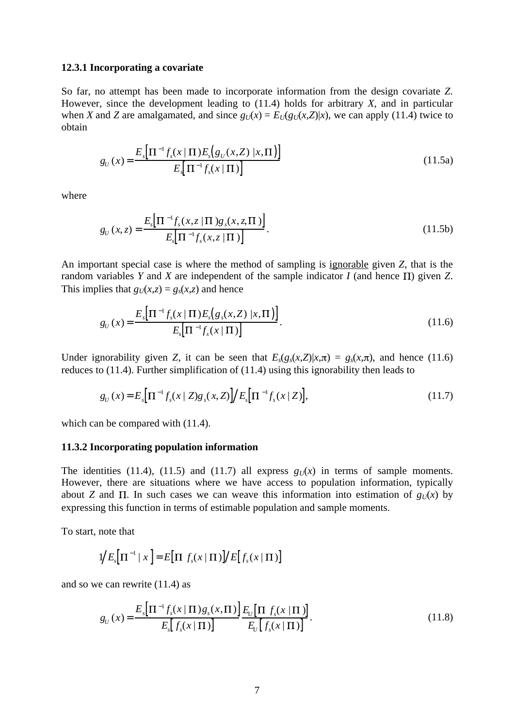### 12.3.1 Incorporating a covariate

So far, no attempt has been made to incorporate information from the design covariate *Z*. However, since the development leading to (11.4) holds for arbitrary *X*, and in particular when *X* and *Z* are amalgamated, and since $g_U(x) = E_U(g_U(x,Z)|x)$, we can apply (11.4) twice to obtain

$$g_U(x) = \frac{E_s\left[\Pi^{-1} f_s(x \mid \Pi) E_s\left(g_U(x,Z) \mid x, \Pi\right)\right]}{E_s\left[\Pi^{-1} f_s(x \mid \Pi)\right]} \tag{11.5a}$$

where

$$g_U(x,z) = \frac{E_s\left[\Pi^{-1} f_s(x,z \mid \Pi) g_s(x,z,\Pi)\right]}{E_s\left[\Pi^{-1} f_s(x,z \mid \Pi)\right]}. \tag{11.5b}$$

An important special case is where the method of sampling is ignorable given *Z*, that is the random variables *Y* and *X* are independent of the sample indicator *I* (and hence $\Pi$) given *Z*. This implies that $g_U(x,z) = g_s(x,z)$ and hence

$$g_U(x) = \frac{E_s\left[\Pi^{-1} f_s(x \mid \Pi) E_s\left(g_s(x,Z) \mid x, \Pi\right)\right]}{E_s\left[\Pi^{-1} f_s(x \mid \Pi)\right]}. \tag{11.6}$$

Under ignorability given *Z*, it can be seen that $E_s(g_s(x,Z)|x,\pi) = g_s(x,\pi)$, and hence (11.6) reduces to (11.4). Further simplification of (11.4) using this ignorability then leads to

$$g_U(x) = E_s\left[\Pi^{-1} f_s(x \mid Z) g_s(x,Z)\right] \Big/ E_s\left[\Pi^{-1} f_s(x \mid Z)\right], \tag{11.7}$$

which can be compared with (11.4).

### 11.3.2 Incorporating population information

The identities (11.4), (11.5) and (11.7) all express $g_U(x)$ in terms of sample moments. However, there are situations where we have access to population information, typically about *Z* and $\Pi$. In such cases we can weave this information into estimation of $g_U(x)$ by expressing this function in terms of estimable population and sample moments.

To start, note that

$$1 \Big/ E_s\left[\Pi^{-1} \mid x\right] = E\left[\Pi \ f_s(x \mid \Pi)\right] \Big/ E\left[f_s(x \mid \Pi)\right]$$

and so we can rewrite (11.4) as

$$g_U(x) = \frac{E_s\left[\Pi^{-1} f_s(x \mid \Pi) g_s(x,\Pi)\right]}{E_s\left[f_s(x \mid \Pi)\right]} \frac{E_U\left[\Pi \ f_s(x \mid \Pi)\right]}{E_U\left[f_s(x \mid \Pi)\right]}. \tag{11.8}$$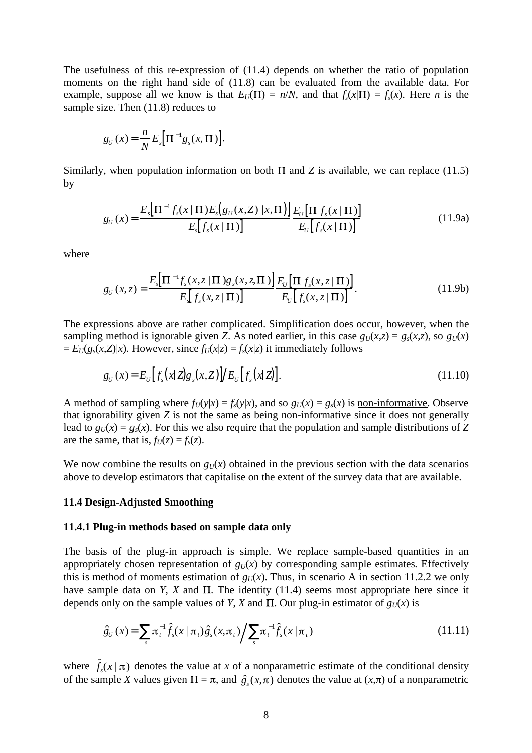The usefulness of this re-expression of (11.4) depends on whether the ratio of population moments on the right hand side of (11.8) can be evaluated from the available data. For example, suppose all we know is that $E_U(\Pi) = n/N$, and that $f_s(x|\Pi) = f_s(x)$. Here $n$ is the sample size. Then (11.8) reduces to

$$g_U(x) = \frac{n}{N} E_s\left[\Pi^{-1} g_s(x, \Pi)\right].$$

Similarly, when population information on both $\Pi$ and $Z$ is available, we can replace (11.5) by

$$g_U(x) = \frac{E_s\left[\Pi^{-1} f_s(x \mid \Pi) E_s\left(g_U(x,Z) \mid x, \Pi\right)\right]}{E_s\left[f_s(x \mid \Pi)\right]} \frac{E_U\left[\Pi \; f_s(x \mid \Pi)\right]}{E_U\left[f_s(x \mid \Pi)\right]} \tag{11.9a}$$

where

$$g_U(x,z) = \frac{E_s\left[\Pi^{-1} f_s(x,z \mid \Pi) g_s(x,z,\Pi)\right]}{E_s\left[f_s(x,z \mid \Pi)\right]} \frac{E_U\left[\Pi \; f_s(x,z \mid \Pi)\right]}{E_U\left[f_s(x,z \mid \Pi)\right]}. \tag{11.9b}$$

The expressions above are rather complicated. Simplification does occur, however, when the sampling method is ignorable given $Z$. As noted earlier, in this case $g_U(x,z) = g_s(x,z)$, so $g_U(x) = E_U(g_s(x,Z)|x)$. However, since $f_U(x|z) = f_s(x|z)$ it immediately follows

$$g_U(x) = E_U\left[f_s(x|Z) g_s(x,Z)\right] / E_U\left[f_s(x|Z)\right]. \tag{11.10}$$

A method of sampling where $f_U(y|x) = f_s(y|x)$, and so $g_U(x) = g_s(x)$ is non-informative. Observe that ignorability given $Z$ is not the same as being non-informative since it does not generally lead to $g_U(x) = g_s(x)$. For this we also require that the population and sample distributions of $Z$ are the same, that is, $f_U(z) = f_s(z)$.

We now combine the results on $g_U(x)$ obtained in the previous section with the data scenarios above to develop estimators that capitalise on the extent of the survey data that are available.

### 11.4 Design-Adjusted Smoothing

#### 11.4.1 Plug-in methods based on sample data only

The basis of the plug-in approach is simple. We replace sample-based quantities in an appropriately chosen representation of $g_U(x)$ by corresponding sample estimates. Effectively this is method of moments estimation of $g_U(x)$. Thus, in scenario A in section 11.2.2 we only have sample data on $Y$, $X$ and $\Pi$. The identity (11.4) seems most appropriate here since it depends only on the sample values of $Y$, $X$ and $\Pi$. Our plug-in estimator of $g_U(x)$ is

$$\hat{g}_U(x) = \sum_s \pi_t^{-1} \hat{f}_s(x \mid \pi_t) \hat{g}_s(x, \pi_t) \Big/ \sum_s \pi_t^{-1} \hat{f}_s(x \mid \pi_t) \tag{11.11}$$

where $\hat{f}_s(x \mid \pi)$ denotes the value at $x$ of a nonparametric estimate of the conditional density of the sample $X$ values given $\Pi = \pi$, and $\hat{g}_s(x, \pi)$ denotes the value at $(x,\pi)$ of a nonparametric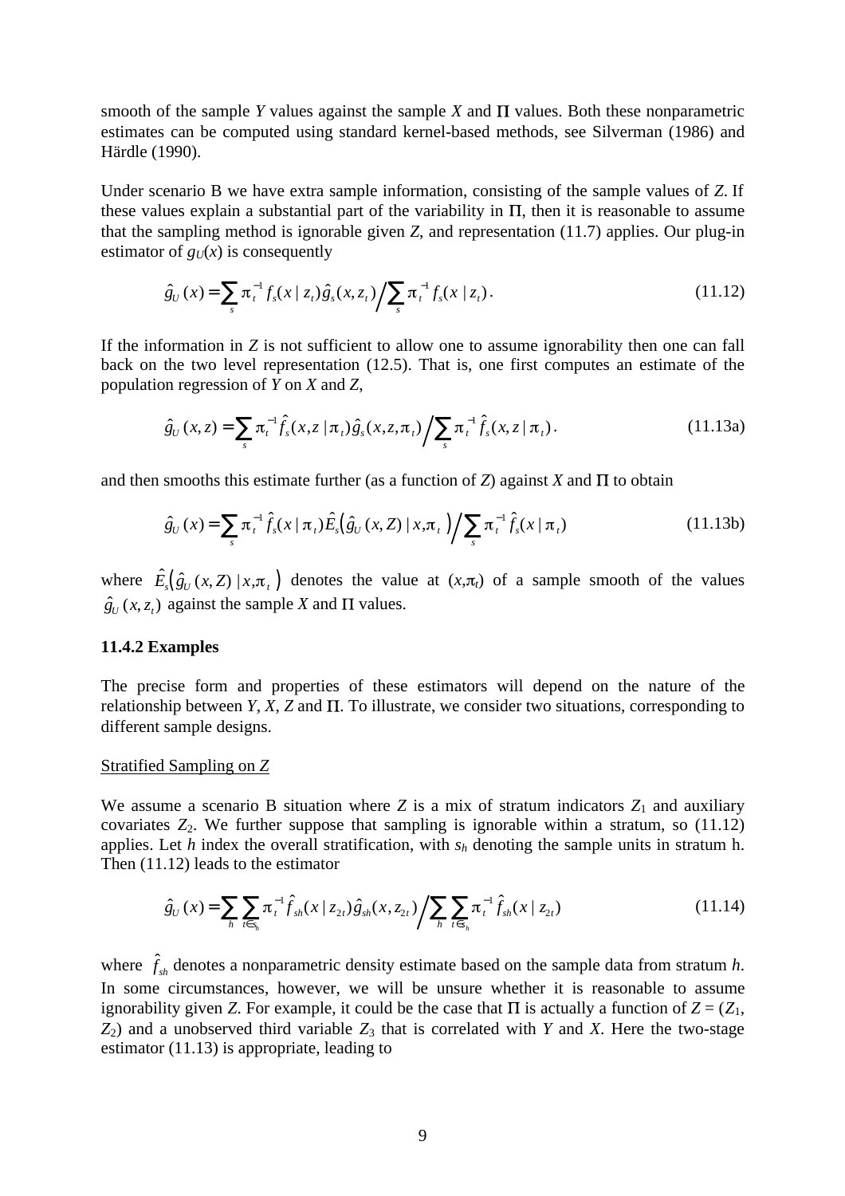smooth of the sample $Y$ values against the sample $X$ and $\Pi$ values. Both these nonparametric estimates can be computed using standard kernel-based methods, see Silverman (1986) and Härdle (1990).

Under scenario B we have extra sample information, consisting of the sample values of $Z$. If these values explain a substantial part of the variability in $\Pi$, then it is reasonable to assume that the sampling method is ignorable given $Z$, and representation (11.7) applies. Our plug-in estimator of $g_U(x)$ is consequently

$$\hat{g}_U(x) = \sum_s \pi_t^{-1} f_s(x \mid z_t) \hat{g}_s(x, z_t) \Big/ \sum_s \pi_t^{-1} f_s(x \mid z_t). \tag{11.12}$$

If the information in $Z$ is not sufficient to allow one to assume ignorability then one can fall back on the two level representation (12.5). That is, one first computes an estimate of the population regression of $Y$ on $X$ and $Z$,

$$\hat{g}_U(x, z) = \sum_s \pi_t^{-1} \hat{f}_s(x, z \mid \pi_t) \hat{g}_s(x, z, \pi_t) \Big/ \sum_s \pi_t^{-1} \hat{f}_s(x, z \mid \pi_t). \tag{11.13a}$$

and then smooths this estimate further (as a function of $Z$) against $X$ and $\Pi$ to obtain

$$\hat{g}_U(x) = \sum_s \pi_t^{-1} \hat{f}_s(x \mid \pi_t) \hat{E}_s\left(\hat{g}_U(x, Z) \mid x, \pi_t\right) \Big/ \sum_s \pi_t^{-1} \hat{f}_s(x \mid \pi_t) \tag{11.13b}$$

where $\hat{E}_s\left(\hat{g}_U(x, Z) \mid x, \pi_t\right)$ denotes the value at $(x, \pi_t)$ of a sample smooth of the values $\hat{g}_U(x, z_t)$ against the sample $X$ and $\Pi$ values.

### 11.4.2 Examples

The precise form and properties of these estimators will depend on the nature of the relationship between $Y$, $X$, $Z$ and $\Pi$. To illustrate, we consider two situations, corresponding to different sample designs.

Stratified Sampling on $Z$

We assume a scenario B situation where $Z$ is a mix of stratum indicators $Z_1$ and auxiliary covariates $Z_2$. We further suppose that sampling is ignorable within a stratum, so (11.12) applies. Let $h$ index the overall stratification, with $s_h$ denoting the sample units in stratum h. Then (11.12) leads to the estimator

$$\hat{g}_U(x) = \sum_h \sum_{t \in s_h} \pi_t^{-1} \hat{f}_{sh}(x \mid z_{2t}) \hat{g}_{sh}(x, z_{2t}) \Big/ \sum_h \sum_{t \in s_h} \pi_t^{-1} \hat{f}_{sh}(x \mid z_{2t}) \tag{11.14}$$

where $\hat{f}_{sh}$ denotes a nonparametric density estimate based on the sample data from stratum $h$. In some circumstances, however, we will be unsure whether it is reasonable to assume ignorability given $Z$. For example, it could be the case that $\Pi$ is actually a function of $Z = (Z_1, Z_2)$ and a unobserved third variable $Z_3$ that is correlated with $Y$ and $X$. Here the two-stage estimator (11.13) is appropriate, leading to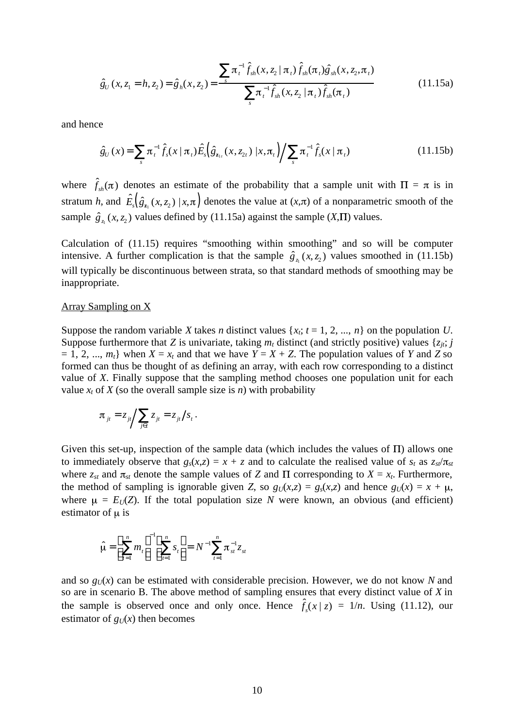$$\hat{g}_U(x, z_1 = h, z_2) = \hat{g}_h(x, z_2) = \frac{\sum_s \pi_t^{-1} \hat{f}_{sh}(x, z_2 \mid \pi_t)\, \hat{f}_{sh}(\pi_t) \hat{g}_{sh}(x, z_2, \pi_t)}{\sum_s \pi_t^{-1} \hat{f}_{sh}(x, z_2 \mid \pi_t)\, \hat{f}_{sh}(\pi_t)} \tag{11.15a}$$

and hence

$$\hat{g}_U(x) = \sum_s \pi_t^{-1} \hat{f}_s(x \mid \pi_t) \hat{E}_s\left(\hat{g}_{z_{1t}}(x, z_{2t}) \mid x, \pi_t\right) \Big/ \sum_s \pi_t^{-1} \hat{f}_s(x \mid \pi_t) \tag{11.15b}$$

where $\hat{f}_{sh}(\pi)$ denotes an estimate of the probability that a sample unit with $\Pi = \pi$ is in stratum $h$, and $\hat{E}_s\left(\hat{g}_{z_1}(x, z_2) \mid x, \pi\right)$ denotes the value at $(x,\pi)$ of a nonparametric smooth of the sample $\hat{g}_{z_1}(x, z_2)$ values defined by (11.15a) against the sample $(X,\Pi)$ values.

Calculation of (11.15) requires "smoothing within smoothing" and so will be computer intensive. A further complication is that the sample $\hat{g}_{z_1}(x, z_2)$ values smoothed in (11.15b) will typically be discontinuous between strata, so that standard methods of smoothing may be inappropriate.

Array Sampling on X

Suppose the random variable $X$ takes $n$ distinct values $\{x_t;\ t = 1, 2, ..., n\}$ on the population $U$. Suppose furthermore that $Z$ is univariate, taking $m_t$ distinct (and strictly positive) values $\{z_{jt};\ j = 1, 2, ..., m_t\}$ when $X = x_t$ and that we have $Y = X + Z$. The population values of $Y$ and $Z$ so formed can thus be thought of as defining an array, with each row corresponding to a distinct value of $X$. Finally suppose that the sampling method chooses one population unit for each value $x_t$ of $X$ (so the overall sample size is $n$) with probability

$$\pi_{jt} = z_{jt} \Big/ \sum_{j \in t} z_{jt} = z_{jt} / s_t .$$

Given this set-up, inspection of the sample data (which includes the values of $\Pi$) allows one to immediately observe that $g_s(x,z) = x + z$ and to calculate the realised value of $s_t$ as $z_{st}/\pi_{st}$ where $z_{st}$ and $\pi_{st}$ denote the sample values of $Z$ and $\Pi$ corresponding to $X = x_t$. Furthermore, the method of sampling is ignorable given $Z$, so $g_U(x,z) = g_s(x,z)$ and hence $g_U(x) = x + \mu$, where $\mu = E_U(Z)$. If the total population size $N$ were known, an obvious (and efficient) estimator of $\mu$ is

$$\hat{\mu} = \left(\sum_{t=1}^{n} m_t\right)^{-1} \left(\sum_{t=1}^{n} s_t\right) = N^{-1} \sum_{t=1}^{n} \pi_{st}^{-1} z_{st}$$

and so $g_U(x)$ can be estimated with considerable precision. However, we do not know $N$ and so are in scenario B. The above method of sampling ensures that every distinct value of $X$ in the sample is observed once and only once. Hence $\hat{f}_s(x \mid z) = 1/n$. Using (11.12), our estimator of $g_U(x)$ then becomes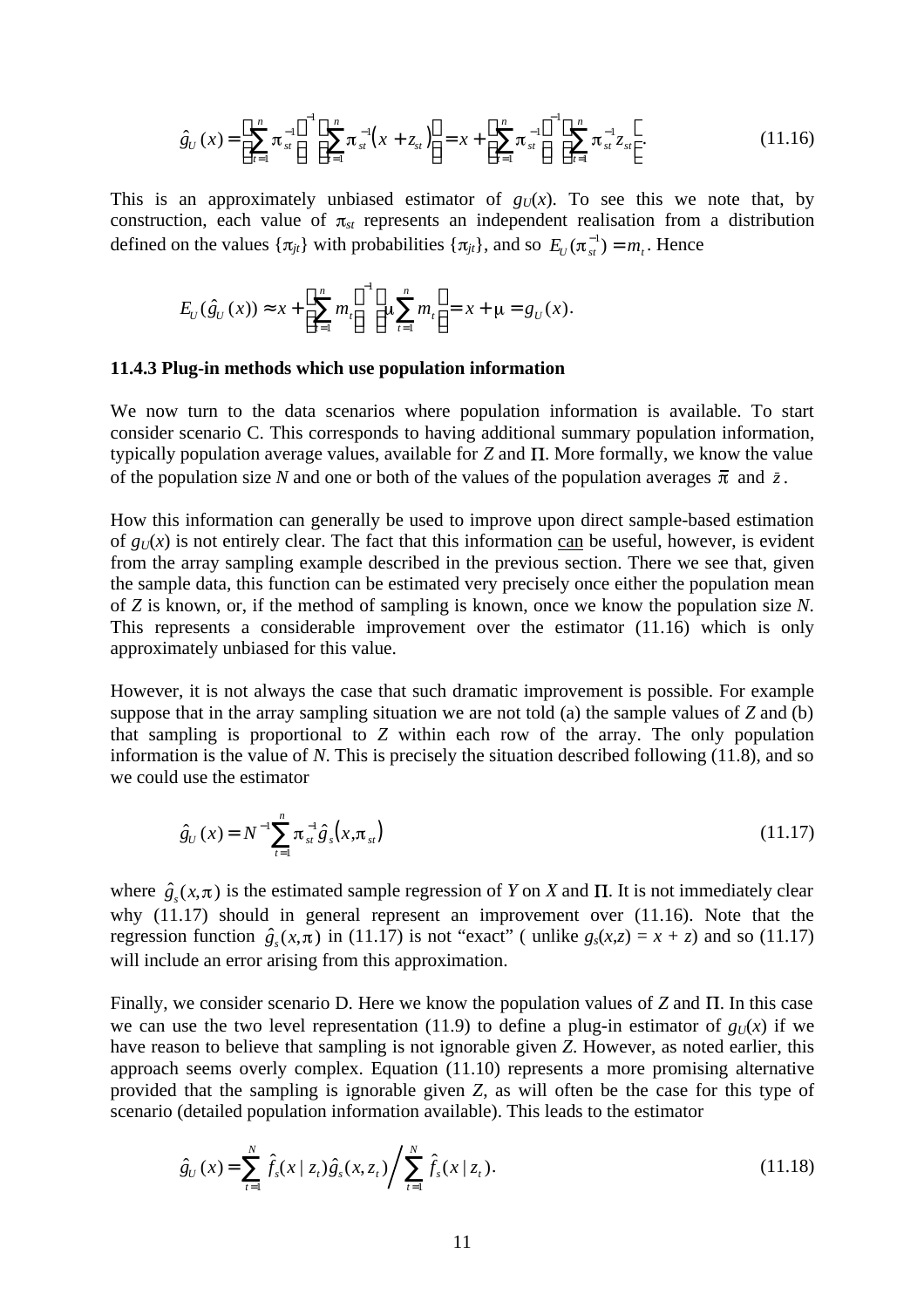$$\hat{g}_U(x) = \left(\sum_{t=1}^{n} \pi_{st}^{-1}\right)^{-1} \left(\sum_{t=1}^{n} \pi_{st}^{-1}(x + z_{st})\right) = x + \left(\sum_{t=1}^{n} \pi_{st}^{-1}\right)^{-1} \left(\sum_{t=1}^{n} \pi_{st}^{-1} z_{st}\right). \tag{11.16}$$

This is an approximately unbiased estimator of $g_U(x)$. To see this we note that, by construction, each value of $\pi_{st}$ represents an independent realisation from a distribution defined on the values $\{\pi_{jt}\}$ with probabilities $\{\pi_{jt}\}$, and so $E_U(\pi_{st}^{-1}) = m_t$. Hence

$$E_U(\hat{g}_U(x)) \approx x + \left(\sum_{t=1}^{n} m_t\right)^{-1} \left(\mu \sum_{t=1}^{n} m_t\right) = x + \mu = g_U(x).$$

### 11.4.3 Plug-in methods which use population information

We now turn to the data scenarios where population information is available. To start consider scenario C. This corresponds to having additional summary population information, typically population average values, available for $Z$ and $\Pi$. More formally, we know the value of the population size $N$ and one or both of the values of the population averages $\bar{\pi}$ and $\bar{z}$.

How this information can generally be used to improve upon direct sample-based estimation of $g_U(x)$ is not entirely clear. The fact that this information <u>can</u> be useful, however, is evident from the array sampling example described in the previous section. There we see that, given the sample data, this function can be estimated very precisely once either the population mean of $Z$ is known, or, if the method of sampling is known, once we know the population size $N$. This represents a considerable improvement over the estimator (11.16) which is only approximately unbiased for this value.

However, it is not always the case that such dramatic improvement is possible. For example suppose that in the array sampling situation we are not told (a) the sample values of $Z$ and (b) that sampling is proportional to $Z$ within each row of the array. The only population information is the value of $N$. This is precisely the situation described following (11.8), and so we could use the estimator

$$\hat{g}_U(x) = N^{-1} \sum_{t=1}^{n} \pi_{st}^{-1} \hat{g}_s(x, \pi_{st}) \tag{11.17}$$

where $\hat{g}_s(x, \pi)$ is the estimated sample regression of $Y$ on $X$ and $\Pi$. It is not immediately clear why (11.17) should in general represent an improvement over (11.16). Note that the regression function $\hat{g}_s(x, \pi)$ in (11.17) is not "exact" ( unlike $g_s(x,z) = x + z$) and so (11.17) will include an error arising from this approximation.

Finally, we consider scenario D. Here we know the population values of $Z$ and $\Pi$. In this case we can use the two level representation (11.9) to define a plug-in estimator of $g_U(x)$ if we have reason to believe that sampling is not ignorable given $Z$. However, as noted earlier, this approach seems overly complex. Equation (11.10) represents a more promising alternative provided that the sampling is ignorable given $Z$, as will often be the case for this type of scenario (detailed population information available). This leads to the estimator

$$\hat{g}_U(x) = \sum_{t=1}^{N} \hat{f}_s(x \mid z_t) \hat{g}_s(x, z_t) \Bigg/ \sum_{t=1}^{N} \hat{f}_s(x \mid z_t). \tag{11.18}$$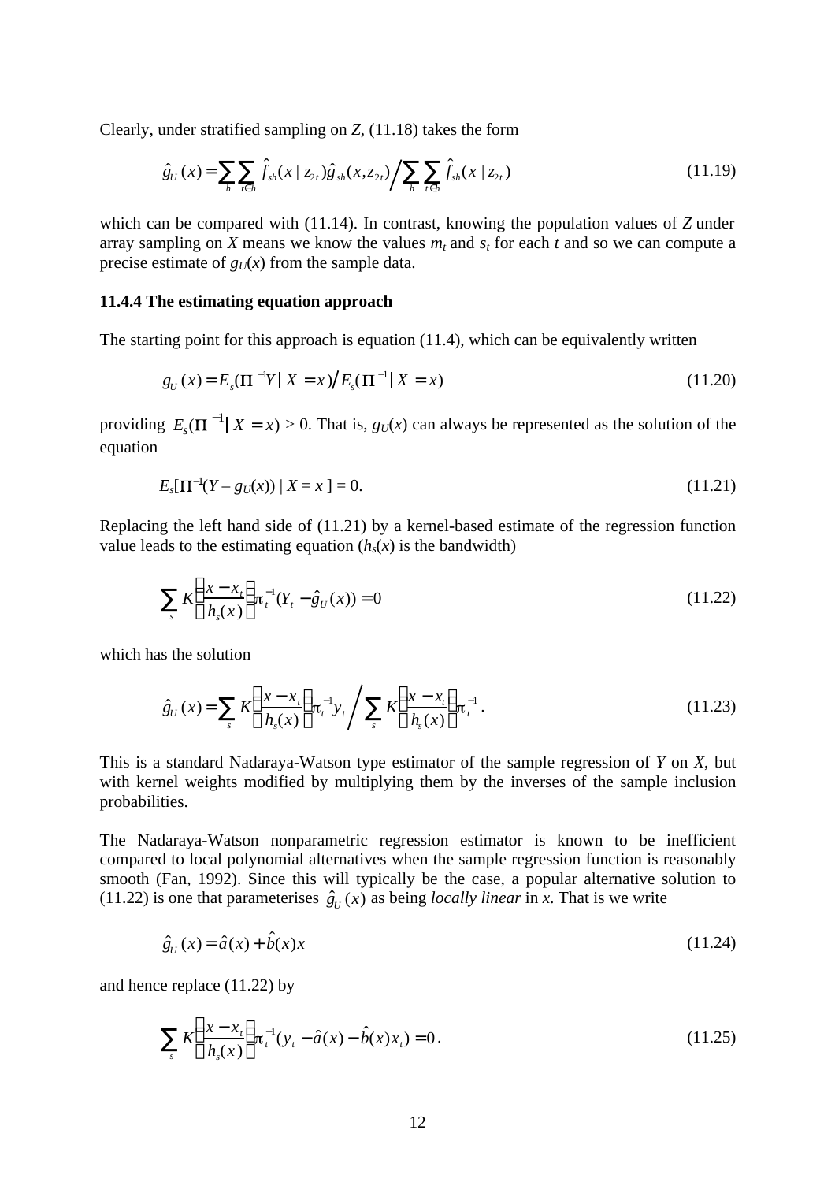Clearly, under stratified sampling on $Z$, (11.18) takes the form

$$\hat{g}_U(x) = \sum_h \sum_{t \in h} \hat{f}_{sh}(x \mid z_{2t}) \hat{g}_{sh}(x, z_{2t}) \Big/ \sum_h \sum_{t \in h} \hat{f}_{sh}(x \mid z_{2t}) \tag{11.19}$$

which can be compared with (11.14). In contrast, knowing the population values of $Z$ under array sampling on $X$ means we know the values $m_t$ and $s_t$ for each $t$ and so we can compute a precise estimate of $g_U(x)$ from the sample data.

### 11.4.4 The estimating equation approach

The starting point for this approach is equation (11.4), which can be equivalently written

$$g_U(x) = E_s(\Pi^{-1} Y \mid X = x) \big/ E_s(\Pi^{-1} \mid X = x) \tag{11.20}$$

providing $E_s(\Pi^{-1} \mid X = x) > 0$. That is, $g_U(x)$ can always be represented as the solution of the equation

$$E_s[\Pi^{-1}(Y - g_U(x)) \mid X = x\,] = 0. \tag{11.21}$$

Replacing the left hand side of (11.21) by a kernel-based estimate of the regression function value leads to the estimating equation ($h_s(x)$ is the bandwidth)

$$\sum_s K\left(\frac{x - x_t}{h_s(x)}\right) \pi_t^{-1}(Y_t - \hat{g}_U(x)) = 0 \tag{11.22}$$

which has the solution

$$\hat{g}_U(x) = \sum_s K\left(\frac{x - x_t}{h_s(x)}\right) \pi_t^{-1} y_t \Bigg/ \sum_s K\left(\frac{x - x_t}{h_s(x)}\right) \pi_t^{-1}. \tag{11.23}$$

This is a standard Nadaraya-Watson type estimator of the sample regression of $Y$ on $X$, but with kernel weights modified by multiplying them by the inverses of the sample inclusion probabilities.

The Nadaraya-Watson nonparametric regression estimator is known to be inefficient compared to local polynomial alternatives when the sample regression function is reasonably smooth (Fan, 1992). Since this will typically be the case, a popular alternative solution to (11.22) is one that parameterises $\hat{g}_U(x)$ as being *locally linear* in $x$. That is we write

$$\hat{g}_U(x) = \hat{a}(x) + \hat{b}(x)x \tag{11.24}$$

and hence replace (11.22) by

$$\sum_s K\left(\frac{x - x_t}{h_s(x)}\right) \pi_t^{-1}(y_t - \hat{a}(x) - \hat{b}(x)x_t) = 0. \tag{11.25}$$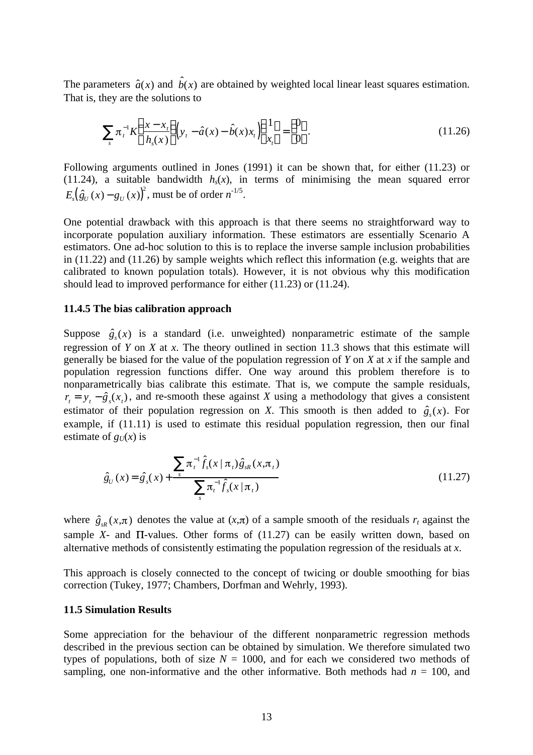The parameters $\hat{a}(x)$ and $\hat{b}(x)$ are obtained by weighted local linear least squares estimation. That is, they are the solutions to

$$\sum_s \pi_t^{-1} K\left(\frac{x - x_t}{h_s(x)}\right)\left(y_t - \hat{a}(x) - \hat{b}(x)x_t\right)\begin{pmatrix}1\\ x_t\end{pmatrix} = \begin{pmatrix}0\\ 0\end{pmatrix}. \tag{11.26}$$

Following arguments outlined in Jones (1991) it can be shown that, for either (11.23) or (11.24), a suitable bandwidth $h_s(x)$, in terms of minimising the mean squared error $E_s\left(\hat{g}_U(x) - g_U(x)\right)^2$, must be of order $n^{-1/5}$.

One potential drawback with this approach is that there seems no straightforward way to incorporate population auxiliary information. These estimators are essentially Scenario A estimators. One ad-hoc solution to this is to replace the inverse sample inclusion probabilities in (11.22) and (11.26) by sample weights which reflect this information (e.g. weights that are calibrated to known population totals). However, it is not obvious why this modification should lead to improved performance for either (11.23) or (11.24).

### 11.4.5 The bias calibration approach

Suppose $\hat{g}_s(x)$ is a standard (i.e. unweighted) nonparametric estimate of the sample regression of $Y$ on $X$ at $x$. The theory outlined in section 11.3 shows that this estimate will generally be biased for the value of the population regression of $Y$ on $X$ at $x$ if the sample and population regression functions differ. One way around this problem therefore is to nonparametrically bias calibrate this estimate. That is, we compute the sample residuals, $r_t = y_t - \hat{g}_s(x_t)$, and re-smooth these against $X$ using a methodology that gives a consistent estimator of their population regression on $X$. This smooth is then added to $\hat{g}_s(x)$. For example, if (11.11) is used to estimate this residual population regression, then our final estimate of $g_U(x)$ is

$$\hat{g}_U(x) = \hat{g}_s(x) + \frac{\sum_s \pi_t^{-1} \hat{f}_s(x \mid \pi_t)\hat{g}_{sR}(x, \pi_t)}{\sum_s \pi_t^{-1} \hat{f}_s(x \mid \pi_t)} \tag{11.27}$$

where $\hat{g}_{sR}(x, \pi)$ denotes the value at $(x,\pi)$ of a sample smooth of the residuals $r_t$ against the sample $X$- and $\Pi$-values. Other forms of (11.27) can be easily written down, based on alternative methods of consistently estimating the population regression of the residuals at $x$.

This approach is closely connected to the concept of twicing or double smoothing for bias correction (Tukey, 1977; Chambers, Dorfman and Wehrly, 1993).

### 11.5 Simulation Results

Some appreciation for the behaviour of the different nonparametric regression methods described in the previous section can be obtained by simulation. We therefore simulated two types of populations, both of size $N = 1000$, and for each we considered two methods of sampling, one non-informative and the other informative. Both methods had $n = 100$, and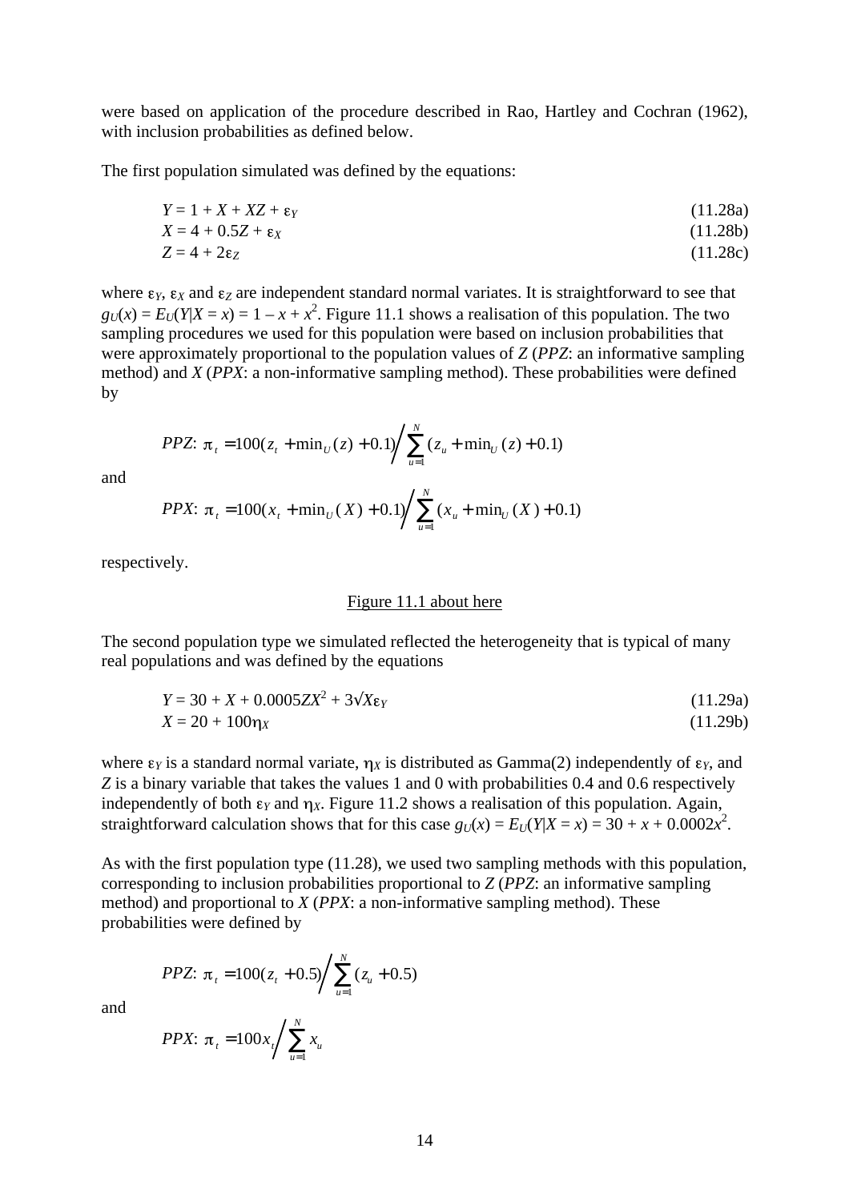were based on application of the procedure described in Rao, Hartley and Cochran (1962), with inclusion probabilities as defined below.

The first population simulated was defined by the equations:

$$Y = 1 + X + XZ + \varepsilon_Y \tag{11.28a}$$

$$X = 4 + 0.5Z + \varepsilon_X \tag{11.28b}$$

$$Z = 4 + 2\varepsilon_Z \tag{11.28c}$$

where $\varepsilon_Y$, $\varepsilon_X$ and $\varepsilon_Z$ are independent standard normal variates. It is straightforward to see that $g_U(x) = E_U(Y|X = x) = 1 - x + x^2$. Figure 11.1 shows a realisation of this population. The two sampling procedures we used for this population were based on inclusion probabilities that were approximately proportional to the population values of $Z$ (*PPZ*: an informative sampling method) and $X$ (*PPX*: a non-informative sampling method). These probabilities were defined by

$$PPZ\text{: } \pi_t = 100(z_t + \min_U(z) + 0.1) \Big/ \sum_{u=1}^{N} (z_u + \min_U(z) + 0.1)$$

and

$$PPX\text{: } \pi_t = 100(x_t + \min_U(X) + 0.1) \Big/ \sum_{u=1}^{N} (x_u + \min_U(X) + 0.1)$$

respectively.

Figure 11.1 about here

The second population type we simulated reflected the heterogeneity that is typical of many real populations and was defined by the equations

$$Y = 30 + X + 0.0005ZX^2 + 3\sqrt{X}\varepsilon_Y \tag{11.29a}$$

$$X = 20 + 100\eta_X \tag{11.29b}$$

where $\varepsilon_Y$ is a standard normal variate, $\eta_X$ is distributed as Gamma(2) independently of $\varepsilon_Y$, and $Z$ is a binary variable that takes the values 1 and 0 with probabilities 0.4 and 0.6 respectively independently of both $\varepsilon_Y$ and $\eta_X$. Figure 11.2 shows a realisation of this population. Again, straightforward calculation shows that for this case $g_U(x) = E_U(Y|X = x) = 30 + x + 0.0002x^2$.

As with the first population type (11.28), we used two sampling methods with this population, corresponding to inclusion probabilities proportional to $Z$ (*PPZ*: an informative sampling method) and proportional to $X$ (*PPX*: a non-informative sampling method). These probabilities were defined by

$$PPZ\text{: } \pi_t = 100(z_t + 0.5) \Big/ \sum_{u=1}^{N} (z_u + 0.5)$$

and

$$PPX\text{: } \pi_t = 100x_t \Big/ \sum_{u=1}^{N} x_u$$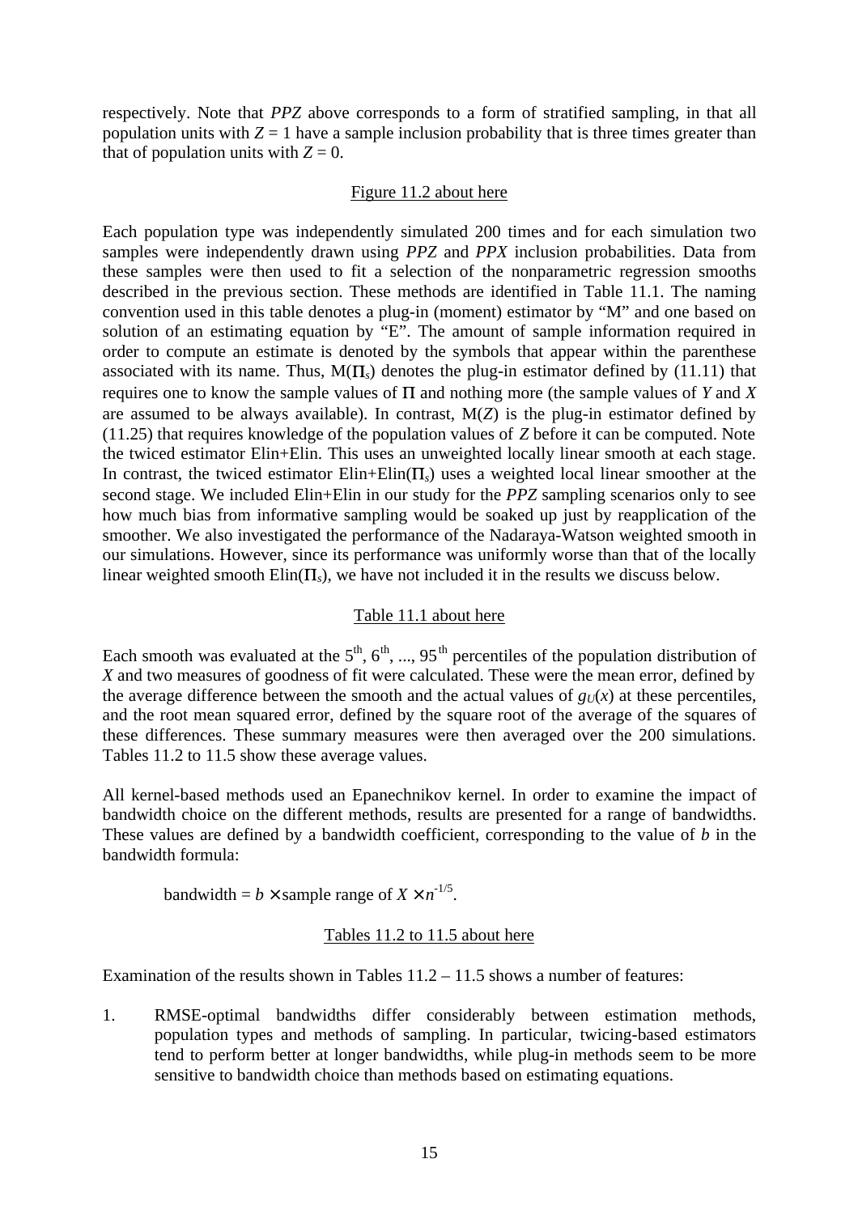respectively. Note that *PPZ* above corresponds to a form of stratified sampling, in that all population units with $Z = 1$ have a sample inclusion probability that is three times greater than that of population units with $Z = 0$.

Figure 11.2 about here

Each population type was independently simulated 200 times and for each simulation two samples were independently drawn using *PPZ* and *PPX* inclusion probabilities. Data from these samples were then used to fit a selection of the nonparametric regression smooths described in the previous section. These methods are identified in Table 11.1. The naming convention used in this table denotes a plug-in (moment) estimator by "M" and one based on solution of an estimating equation by "E". The amount of sample information required in order to compute an estimate is denoted by the symbols that appear within the parenthese associated with its name. Thus, M($\Pi_s$) denotes the plug-in estimator defined by (11.11) that requires one to know the sample values of $\Pi$ and nothing more (the sample values of *Y* and *X* are assumed to be always available). In contrast, M(*Z*) is the plug-in estimator defined by (11.25) that requires knowledge of the population values of *Z* before it can be computed. Note the twiced estimator Elin+Elin. This uses an unweighted locally linear smooth at each stage. In contrast, the twiced estimator Elin+Elin($\Pi_s$) uses a weighted local linear smoother at the second stage. We included Elin+Elin in our study for the *PPZ* sampling scenarios only to see how much bias from informative sampling would be soaked up just by reapplication of the smoother. We also investigated the performance of the Nadaraya-Watson weighted smooth in our simulations. However, since its performance was uniformly worse than that of the locally linear weighted smooth Elin($\Pi_s$), we have not included it in the results we discuss below.

Table 11.1 about here

Each smooth was evaluated at the $5^{th}$, $6^{th}$, ..., $95^{th}$ percentiles of the population distribution of *X* and two measures of goodness of fit were calculated. These were the mean error, defined by the average difference between the smooth and the actual values of $g_U(x)$ at these percentiles, and the root mean squared error, defined by the square root of the average of the squares of these differences. These summary measures were then averaged over the 200 simulations. Tables 11.2 to 11.5 show these average values.

All kernel-based methods used an Epanechnikov kernel. In order to examine the impact of bandwidth choice on the different methods, results are presented for a range of bandwidths. These values are defined by a bandwidth coefficient, corresponding to the value of *b* in the bandwidth formula:

$$\text{bandwidth} = b \times \text{sample range of } X \times n^{-1/5}.$$

Tables 11.2 to 11.5 about here

Examination of the results shown in Tables 11.2 – 11.5 shows a number of features:

1. RMSE-optimal bandwidths differ considerably between estimation methods, population types and methods of sampling. In particular, twicing-based estimators tend to perform better at longer bandwidths, while plug-in methods seem to be more sensitive to bandwidth choice than methods based on estimating equations.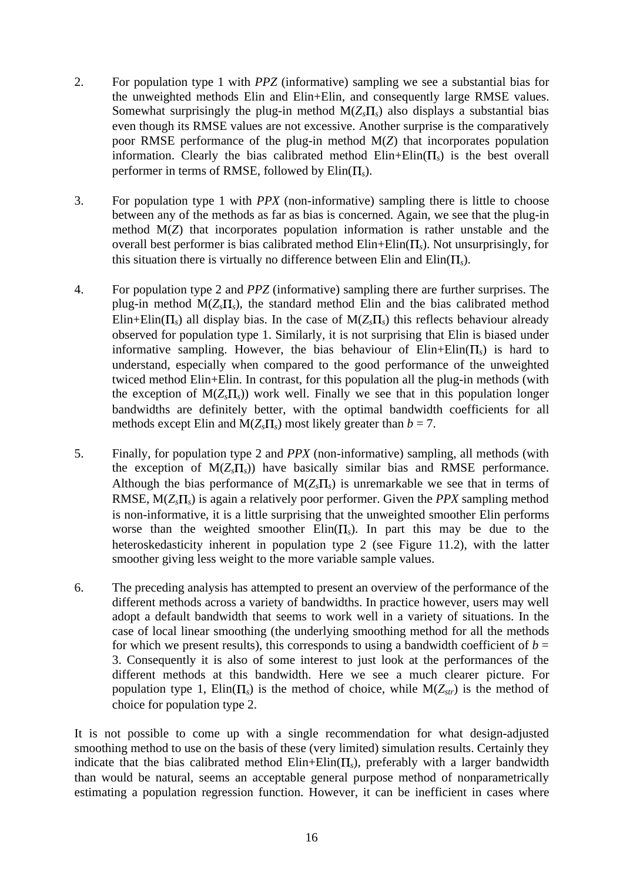2. For population type 1 with *PPZ* (informative) sampling we see a substantial bias for the unweighted methods Elin and Elin+Elin, and consequently large RMSE values. Somewhat surprisingly the plug-in method M($Z_s\Pi_s$) also displays a substantial bias even though its RMSE values are not excessive. Another surprise is the comparatively poor RMSE performance of the plug-in method M($Z$) that incorporates population information. Clearly the bias calibrated method Elin+Elin($\Pi_s$) is the best overall performer in terms of RMSE, followed by Elin($\Pi_s$).

3. For population type 1 with *PPX* (non-informative) sampling there is little to choose between any of the methods as far as bias is concerned. Again, we see that the plug-in method M($Z$) that incorporates population information is rather unstable and the overall best performer is bias calibrated method Elin+Elin($\Pi_s$). Not unsurprisingly, for this situation there is virtually no difference between Elin and Elin($\Pi_s$).

4. For population type 2 and *PPZ* (informative) sampling there are further surprises. The plug-in method M($Z_s\Pi_s$), the standard method Elin and the bias calibrated method Elin+Elin($\Pi_s$) all display bias. In the case of M($Z_s\Pi_s$) this reflects behaviour already observed for population type 1. Similarly, it is not surprising that Elin is biased under informative sampling. However, the bias behaviour of Elin+Elin($\Pi_s$) is hard to understand, especially when compared to the good performance of the unweighted twiced method Elin+Elin. In contrast, for this population all the plug-in methods (with the exception of M($Z_s\Pi_s$)) work well. Finally we see that in this population longer bandwidths are definitely better, with the optimal bandwidth coefficients for all methods except Elin and M($Z_s\Pi_s$) most likely greater than $b = 7$.

5. Finally, for population type 2 and *PPX* (non-informative) sampling, all methods (with the exception of M($Z_s\Pi_s$)) have basically similar bias and RMSE performance. Although the bias performance of M($Z_s\Pi_s$) is unremarkable we see that in terms of RMSE, M($Z_s\Pi_s$) is again a relatively poor performer. Given the *PPX* sampling method is non-informative, it is a little surprising that the unweighted smoother Elin performs worse than the weighted smoother Elin($\Pi_s$). In part this may be due to the heteroskedasticity inherent in population type 2 (see Figure 11.2), with the latter smoother giving less weight to the more variable sample values.

6. The preceding analysis has attempted to present an overview of the performance of the different methods across a variety of bandwidths. In practice however, users may well adopt a default bandwidth that seems to work well in a variety of situations. In the case of local linear smoothing (the underlying smoothing method for all the methods for which we present results), this corresponds to using a bandwidth coefficient of $b = 3$. Consequently it is also of some interest to just look at the performances of the different methods at this bandwidth. Here we see a much clearer picture. For population type 1, Elin($\Pi_s$) is the method of choice, while M($Z_{str}$) is the method of choice for population type 2.

It is not possible to come up with a single recommendation for what design-adjusted smoothing method to use on the basis of these (very limited) simulation results. Certainly they indicate that the bias calibrated method Elin+Elin($\Pi_s$), preferably with a larger bandwidth than would be natural, seems an acceptable general purpose method of nonparametrically estimating a population regression function. However, it can be inefficient in cases where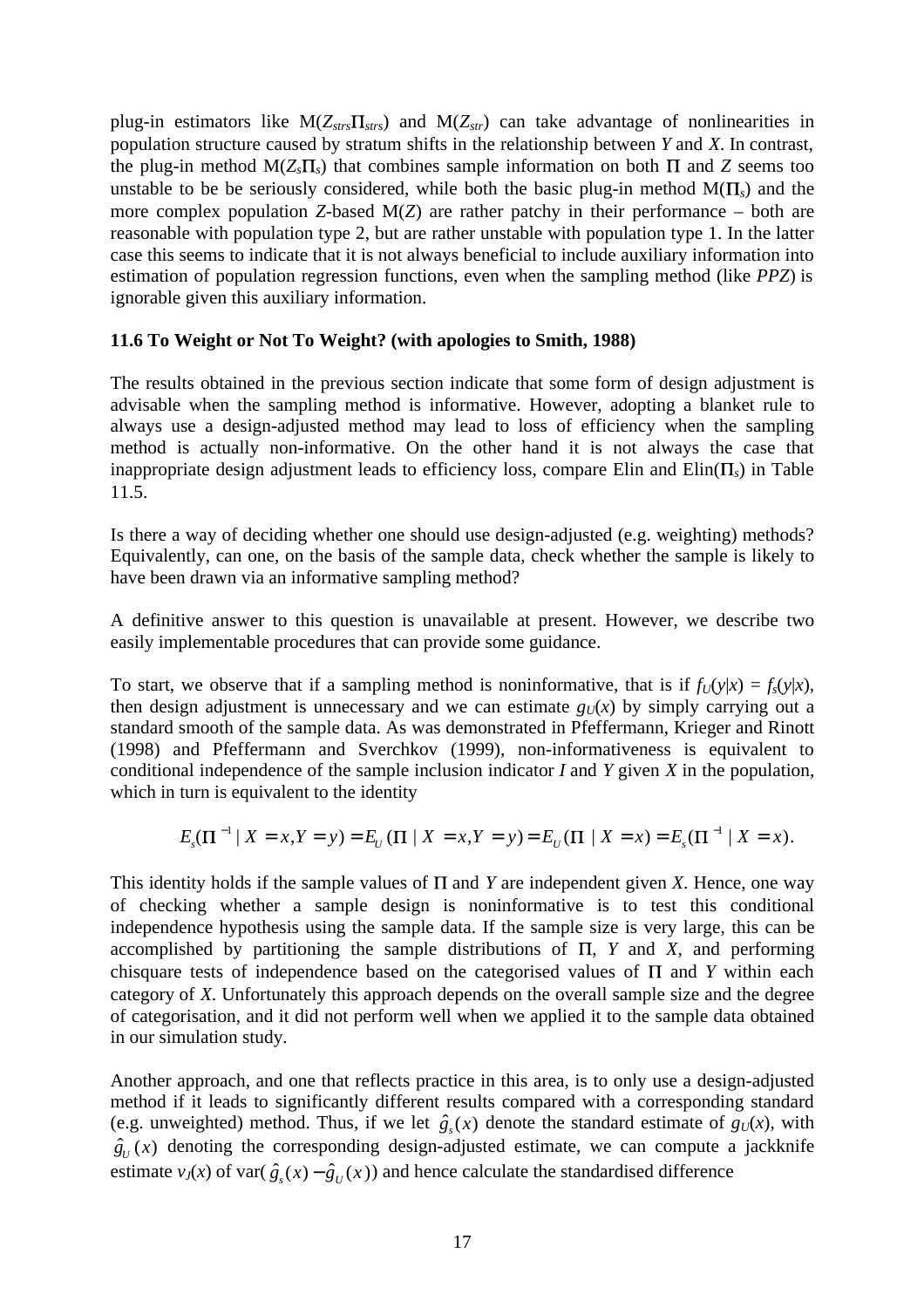plug-in estimators like M($Z_{strs}\Pi_{strs}$) and M($Z_{str}$) can take advantage of nonlinearities in population structure caused by stratum shifts in the relationship between *Y* and *X*. In contrast, the plug-in method M($Z_s\Pi_s$) that combines sample information on both $\Pi$ and *Z* seems too unstable to be be seriously considered, while both the basic plug-in method M($\Pi_s$) and the more complex population *Z*-based M(*Z*) are rather patchy in their performance – both are reasonable with population type 2, but are rather unstable with population type 1. In the latter case this seems to indicate that it is not always beneficial to include auxiliary information into estimation of population regression functions, even when the sampling method (like *PPZ*) is ignorable given this auxiliary information.

### 11.6 To Weight or Not To Weight? (with apologies to Smith, 1988)

The results obtained in the previous section indicate that some form of design adjustment is advisable when the sampling method is informative. However, adopting a blanket rule to always use a design-adjusted method may lead to loss of efficiency when the sampling method is actually non-informative. On the other hand it is not always the case that inappropriate design adjustment leads to efficiency loss, compare Elin and Elin($\Pi_s$) in Table 11.5.

Is there a way of deciding whether one should use design-adjusted (e.g. weighting) methods? Equivalently, can one, on the basis of the sample data, check whether the sample is likely to have been drawn via an informative sampling method?

A definitive answer to this question is unavailable at present. However, we describe two easily implementable procedures that can provide some guidance.

To start, we observe that if a sampling method is noninformative, that is if $f_U(y|x) = f_s(y|x)$, then design adjustment is unnecessary and we can estimate $g_U(x)$ by simply carrying out a standard smooth of the sample data. As was demonstrated in Pfeffermann, Krieger and Rinott (1998) and Pfeffermann and Sverchkov (1999), non-informativeness is equivalent to conditional independence of the sample inclusion indicator *I* and *Y* given *X* in the population, which in turn is equivalent to the identity

$$E_s(\Pi^{-1} \mid X = x, Y = y) = E_U(\Pi \mid X = x, Y = y) = E_U(\Pi \mid X = x) = E_s(\Pi^{-1} \mid X = x).$$

This identity holds if the sample values of $\Pi$ and *Y* are independent given *X*. Hence, one way of checking whether a sample design is noninformative is to test this conditional independence hypothesis using the sample data. If the sample size is very large, this can be accomplished by partitioning the sample distributions of $\Pi$, *Y* and *X*, and performing chisquare tests of independence based on the categorised values of $\Pi$ and *Y* within each category of *X*. Unfortunately this approach depends on the overall sample size and the degree of categorisation, and it did not perform well when we applied it to the sample data obtained in our simulation study.

Another approach, and one that reflects practice in this area, is to only use a design-adjusted method if it leads to significantly different results compared with a corresponding standard (e.g. unweighted) method. Thus, if we let $\hat{g}_s(x)$ denote the standard estimate of $g_U(x)$, with $\hat{g}_U(x)$ denoting the corresponding design-adjusted estimate, we can compute a jackknife estimate $v_J(x)$ of var($\hat{g}_s(x) - \hat{g}_U(x)$) and hence calculate the standardised difference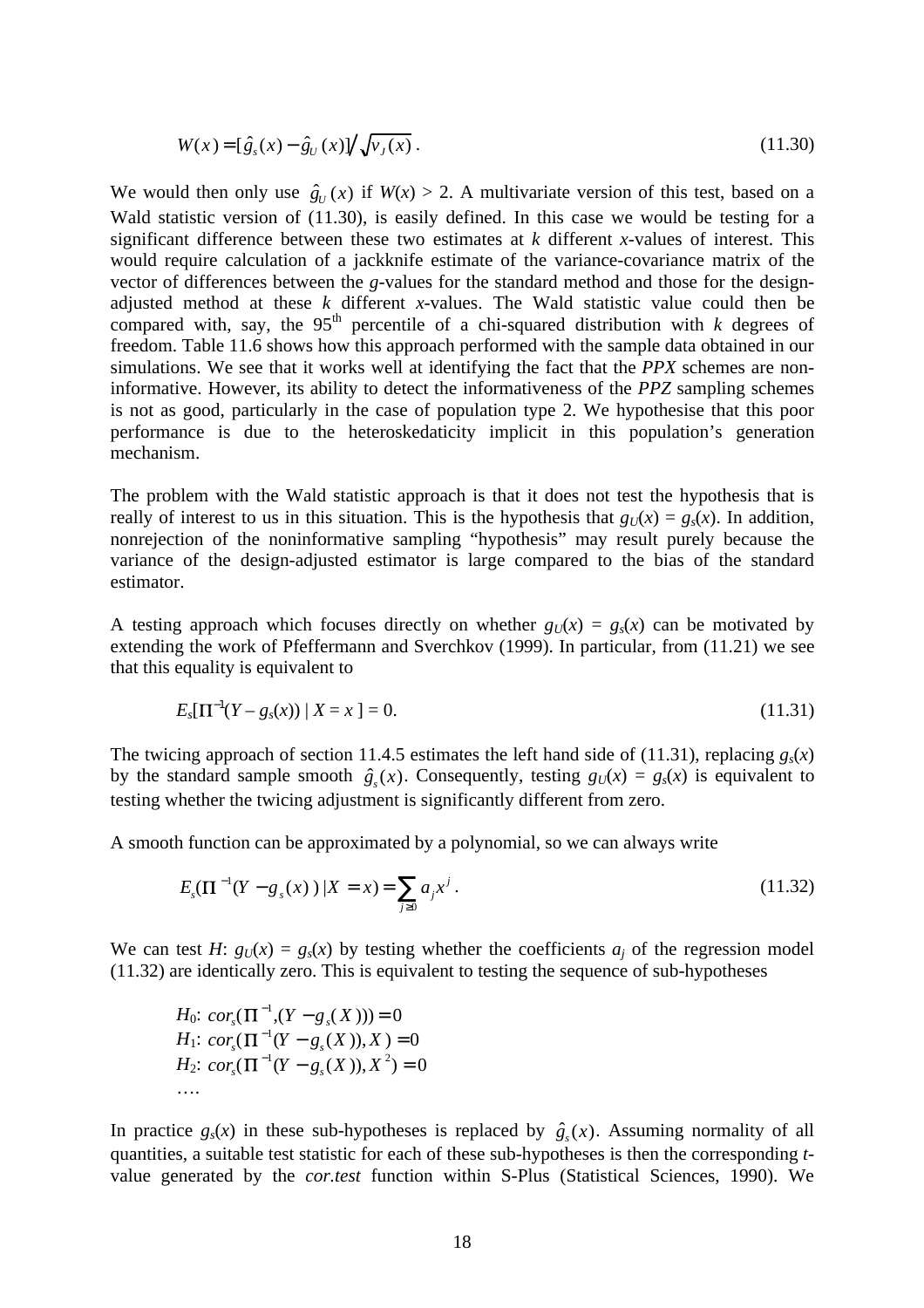$$W(x) = [\hat{g}_s(x) - \hat{g}_U(x)] \big/ \sqrt{v_J(x)}\,. \tag{11.30}$$

We would then only use $\hat{g}_U(x)$ if $W(x) > 2$. A multivariate version of this test, based on a Wald statistic version of (11.30), is easily defined. In this case we would be testing for a significant difference between these two estimates at $k$ different $x$-values of interest. This would require calculation of a jackknife estimate of the variance-covariance matrix of the vector of differences between the $g$-values for the standard method and those for the design-adjusted method at these $k$ different $x$-values. The Wald statistic value could then be compared with, say, the 95th percentile of a chi-squared distribution with $k$ degrees of freedom. Table 11.6 shows how this approach performed with the sample data obtained in our simulations. We see that it works well at identifying the fact that the *PPX* schemes are non-informative. However, its ability to detect the informativeness of the *PPZ* sampling schemes is not as good, particularly in the case of population type 2. We hypothesise that this poor performance is due to the heteroskedaticity implicit in this population's generation mechanism.

The problem with the Wald statistic approach is that it does not test the hypothesis that is really of interest to us in this situation. This is the hypothesis that $g_U(x) = g_s(x)$. In addition, nonrejection of the noninformative sampling "hypothesis" may result purely because the variance of the design-adjusted estimator is large compared to the bias of the standard estimator.

A testing approach which focuses directly on whether $g_U(x) = g_s(x)$ can be motivated by extending the work of Pfeffermann and Sverchkov (1999). In particular, from (11.21) we see that this equality is equivalent to

$$E_s[\Pi^{-1}(Y - g_s(x)) \mid X = x\,] = 0. \tag{11.31}$$

The twicing approach of section 11.4.5 estimates the left hand side of (11.31), replacing $g_s(x)$ by the standard sample smooth $\hat{g}_s(x)$. Consequently, testing $g_U(x) = g_s(x)$ is equivalent to testing whether the twicing adjustment is significantly different from zero.

A smooth function can be approximated by a polynomial, so we can always write

$$E_s(\Pi^{-1}(Y - g_s(x)) \mid X = x) = \sum_{j \geq 0} a_j x^j\,. \tag{11.32}$$

We can test $H$: $g_U(x) = g_s(x)$ by testing whether the coefficients $a_j$ of the regression model (11.32) are identically zero. This is equivalent to testing the sequence of sub-hypotheses

$H_0$: $cor_s(\Pi^{-1}, (Y - g_s(X))) = 0$
$H_1$: $cor_s(\Pi^{-1}(Y - g_s(X)), X) = 0$
$H_2$: $cor_s(\Pi^{-1}(Y - g_s(X)), X^2) = 0$
….

In practice $g_s(x)$ in these sub-hypotheses is replaced by $\hat{g}_s(x)$. Assuming normality of all quantities, a suitable test statistic for each of these sub-hypotheses is then the corresponding $t$-value generated by the *cor.test* function within S-Plus (Statistical Sciences, 1990). We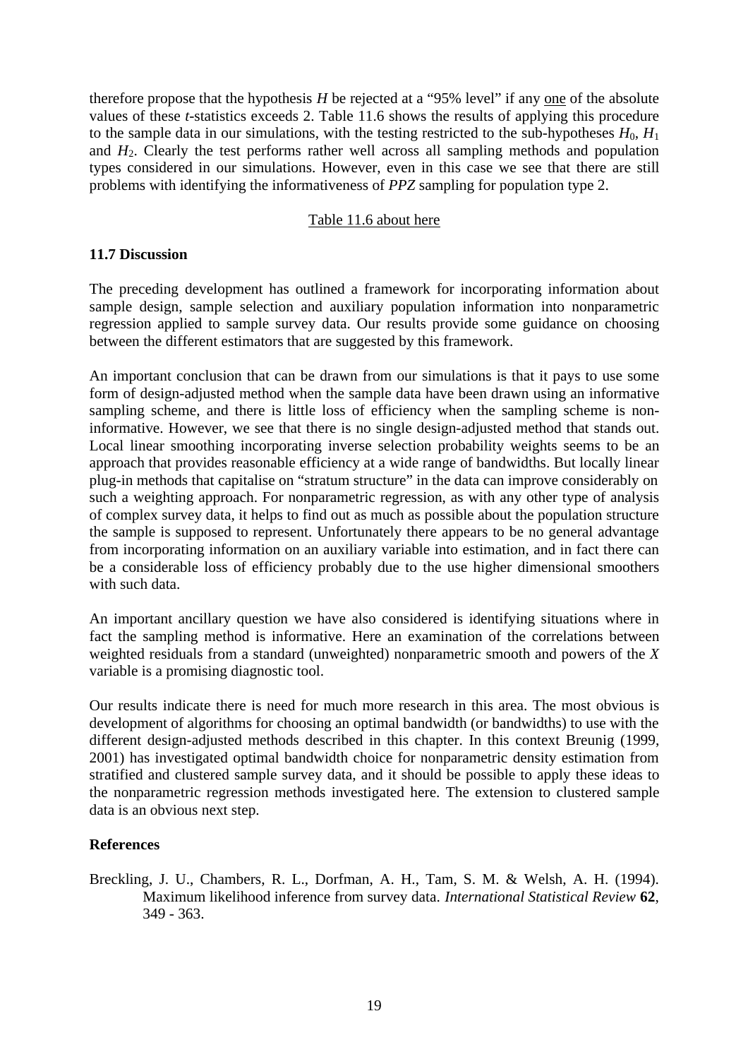therefore propose that the hypothesis $H$ be rejected at a "95% level" if any <u>one</u> of the absolute values of these $t$-statistics exceeds 2. Table 11.6 shows the results of applying this procedure to the sample data in our simulations, with the testing restricted to the sub-hypotheses $H_0$, $H_1$ and $H_2$. Clearly the test performs rather well across all sampling methods and population types considered in our simulations. However, even in this case we see that there are still problems with identifying the informativeness of *PPZ* sampling for population type 2.

<u>Table 11.6 about here</u>

**11.7 Discussion**

The preceding development has outlined a framework for incorporating information about sample design, sample selection and auxiliary population information into nonparametric regression applied to sample survey data. Our results provide some guidance on choosing between the different estimators that are suggested by this framework.

An important conclusion that can be drawn from our simulations is that it pays to use some form of design-adjusted method when the sample data have been drawn using an informative sampling scheme, and there is little loss of efficiency when the sampling scheme is non-informative. However, we see that there is no single design-adjusted method that stands out. Local linear smoothing incorporating inverse selection probability weights seems to be an approach that provides reasonable efficiency at a wide range of bandwidths. But locally linear plug-in methods that capitalise on "stratum structure" in the data can improve considerably on such a weighting approach. For nonparametric regression, as with any other type of analysis of complex survey data, it helps to find out as much as possible about the population structure the sample is supposed to represent. Unfortunately there appears to be no general advantage from incorporating information on an auxiliary variable into estimation, and in fact there can be a considerable loss of efficiency probably due to the use higher dimensional smoothers with such data.

An important ancillary question we have also considered is identifying situations where in fact the sampling method is informative. Here an examination of the correlations between weighted residuals from a standard (unweighted) nonparametric smooth and powers of the $X$ variable is a promising diagnostic tool.

Our results indicate there is need for much more research in this area. The most obvious is development of algorithms for choosing an optimal bandwidth (or bandwidths) to use with the different design-adjusted methods described in this chapter. In this context Breunig (1999, 2001) has investigated optimal bandwidth choice for nonparametric density estimation from stratified and clustered sample survey data, and it should be possible to apply these ideas to the nonparametric regression methods investigated here. The extension to clustered sample data is an obvious next step.

**References**

Breckling, J. U., Chambers, R. L., Dorfman, A. H., Tam, S. M. & Welsh, A. H. (1994). Maximum likelihood inference from survey data. *International Statistical Review* **62**, 349 - 363.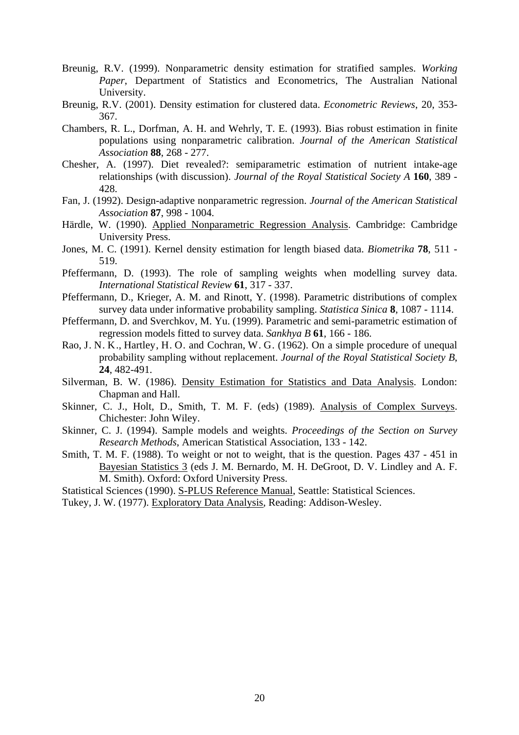Breunig, R.V. (1999). Nonparametric density estimation for stratified samples. *Working Paper*, Department of Statistics and Econometrics, The Australian National University.

Breunig, R.V. (2001). Density estimation for clustered data. *Econometric Reviews*, 20, 353-367.

Chambers, R. L., Dorfman, A. H. and Wehrly, T. E. (1993). Bias robust estimation in finite populations using nonparametric calibration. *Journal of the American Statistical Association* **88**, 268 - 277.

Chesher, A. (1997). Diet revealed?: semiparametric estimation of nutrient intake-age relationships (with discussion). *Journal of the Royal Statistical Society A* **160**, 389 - 428.

Fan, J. (1992). Design-adaptive nonparametric regression. *Journal of the American Statistical Association* **87**, 998 - 1004.

Härdle, W. (1990). Applied Nonparametric Regression Analysis. Cambridge: Cambridge University Press.

Jones, M. C. (1991). Kernel density estimation for length biased data. *Biometrika* **78**, 511 - 519.

Pfeffermann, D. (1993). The role of sampling weights when modelling survey data. *International Statistical Review* **61**, 317 - 337.

Pfeffermann, D., Krieger, A. M. and Rinott, Y. (1998). Parametric distributions of complex survey data under informative probability sampling. *Statistica Sinica* **8**, 1087 - 1114.

Pfeffermann, D. and Sverchkov, M. Yu. (1999). Parametric and semi-parametric estimation of regression models fitted to survey data. *Sankhya B* **61**, 166 - 186.

Rao, J. N. K., Hartley, H. O. and Cochran, W. G. (1962). On a simple procedure of unequal probability sampling without replacement. *Journal of the Royal Statistical Society B*, **24**, 482-491.

Silverman, B. W. (1986). Density Estimation for Statistics and Data Analysis. London: Chapman and Hall.

Skinner, C. J., Holt, D., Smith, T. M. F. (eds) (1989). Analysis of Complex Surveys. Chichester: John Wiley.

Skinner, C. J. (1994). Sample models and weights. *Proceedings of the Section on Survey Research Methods*, American Statistical Association, 133 - 142.

Smith, T. M. F. (1988). To weight or not to weight, that is the question. Pages 437 - 451 in Bayesian Statistics 3 (eds J. M. Bernardo, M. H. DeGroot, D. V. Lindley and A. F. M. Smith). Oxford: Oxford University Press.

Statistical Sciences (1990). S-PLUS Reference Manual, Seattle: Statistical Sciences.

Tukey, J. W. (1977). Exploratory Data Analysis, Reading: Addison-Wesley.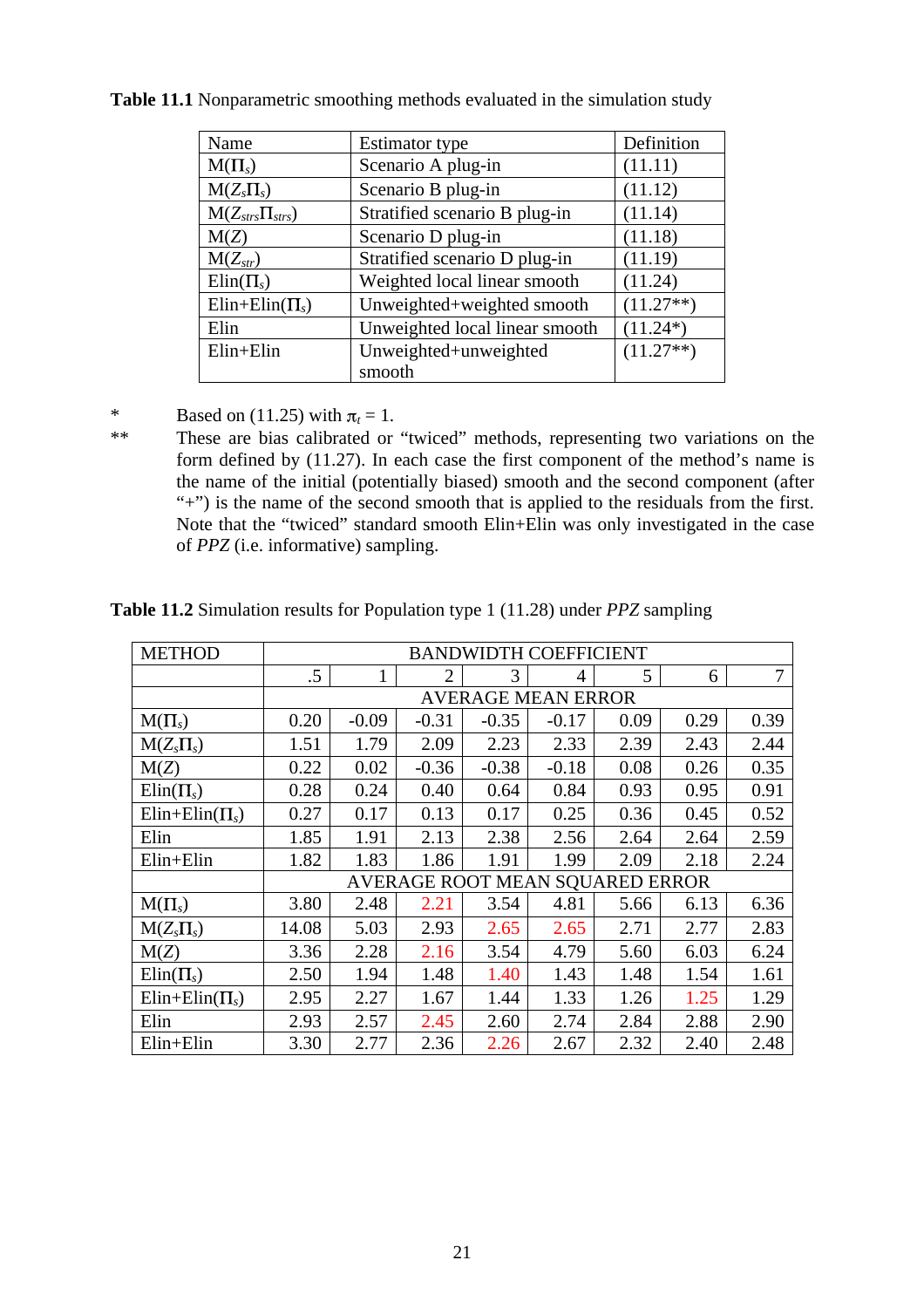**Table 11.1** Nonparametric smoothing methods evaluated in the simulation study

| Name | Estimator type | Definition |
|---|---|---|
| $M(\Pi_s)$ | Scenario A plug-in | (11.11) |
| $M(Z_s\Pi_s)$ | Scenario B plug-in | (11.12) |
| $M(Z_{strs}\Pi_{strs})$ | Stratified scenario B plug-in | (11.14) |
| $M(Z)$ | Scenario D plug-in | (11.18) |
| $M(Z_{str})$ | Stratified scenario D plug-in | (11.19) |
| $Elin(\Pi_s)$ | Weighted local linear smooth | (11.24) |
| $Elin+Elin(\Pi_s)$ | Unweighted+weighted smooth | (11.27**) |
| Elin | Unweighted local linear smooth | (11.24*) |
| Elin+Elin | Unweighted+unweighted smooth | (11.27**) |

\* Based on (11.25) with $\pi_t = 1$.

** These are bias calibrated or "twiced" methods, representing two variations on the form defined by (11.27). In each case the first component of the method's name is the name of the initial (potentially biased) smooth and the second component (after "+") is the name of the second smooth that is applied to the residuals from the first. Note that the "twiced" standard smooth Elin+Elin was only investigated in the case of *PPZ* (i.e. informative) sampling.

**Table 11.2** Simulation results for Population type 1 (11.28) under *PPZ* sampling

| METHOD | BANDWIDTH COEFFICIENT | | | | | | | |
|---|---|---|---|---|---|---|---|---|
| | .5 | 1 | 2 | 3 | 4 | 5 | 6 | 7 |
| | AVERAGE MEAN ERROR | | | | | | | |
| $M(\Pi_s)$ | 0.20 | -0.09 | -0.31 | -0.35 | -0.17 | 0.09 | 0.29 | 0.39 |
| $M(Z_s\Pi_s)$ | 1.51 | 1.79 | 2.09 | 2.23 | 2.33 | 2.39 | 2.43 | 2.44 |
| $M(Z)$ | 0.22 | 0.02 | -0.36 | -0.38 | -0.18 | 0.08 | 0.26 | 0.35 |
| $Elin(\Pi_s)$ | 0.28 | 0.24 | 0.40 | 0.64 | 0.84 | 0.93 | 0.95 | 0.91 |
| $Elin+Elin(\Pi_s)$ | 0.27 | 0.17 | 0.13 | 0.17 | 0.25 | 0.36 | 0.45 | 0.52 |
| Elin | 1.85 | 1.91 | 2.13 | 2.38 | 2.56 | 2.64 | 2.64 | 2.59 |
| Elin+Elin | 1.82 | 1.83 | 1.86 | 1.91 | 1.99 | 2.09 | 2.18 | 2.24 |
| | AVERAGE ROOT MEAN SQUARED ERROR | | | | | | | |
| $M(\Pi_s)$ | 3.80 | 2.48 | 2.21 | 3.54 | 4.81 | 5.66 | 6.13 | 6.36 |
| $M(Z_s\Pi_s)$ | 14.08 | 5.03 | 2.93 | 2.65 | 2.65 | 2.71 | 2.77 | 2.83 |
| $M(Z)$ | 3.36 | 2.28 | 2.16 | 3.54 | 4.79 | 5.60 | 6.03 | 6.24 |
| $Elin(\Pi_s)$ | 2.50 | 1.94 | 1.48 | 1.40 | 1.43 | 1.48 | 1.54 | 1.61 |
| $Elin+Elin(\Pi_s)$ | 2.95 | 2.27 | 1.67 | 1.44 | 1.33 | 1.26 | 1.25 | 1.29 |
| Elin | 2.93 | 2.57 | 2.45 | 2.60 | 2.74 | 2.84 | 2.88 | 2.90 |
| Elin+Elin | 3.30 | 2.77 | 2.36 | 2.26 | 2.67 | 2.32 | 2.40 | 2.48 |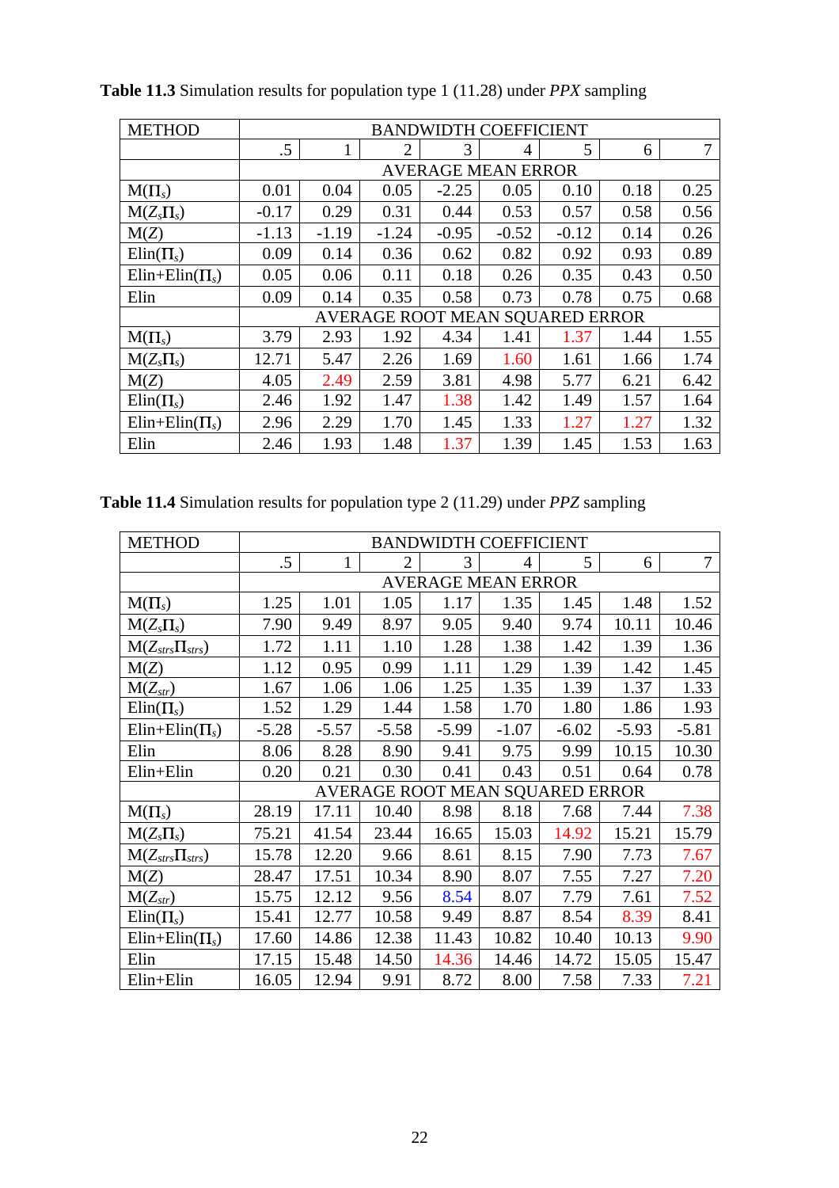**Table 11.3** Simulation results for population type 1 (11.28) under *PPX* sampling

| METHOD | BANDWIDTH COEFFICIENT | | | | | | | |
|---|---|---|---|---|---|---|---|---|
| | .5 | 1 | 2 | 3 | 4 | 5 | 6 | 7 |
| | AVERAGE MEAN ERROR | | | | | | | |
| M($\Pi_s$) | 0.01 | 0.04 | 0.05 | -2.25 | 0.05 | 0.10 | 0.18 | 0.25 |
| M($Z_s\Pi_s$) | -0.17 | 0.29 | 0.31 | 0.44 | 0.53 | 0.57 | 0.58 | 0.56 |
| M($Z$) | -1.13 | -1.19 | -1.24 | -0.95 | -0.52 | -0.12 | 0.14 | 0.26 |
| Elin($\Pi_s$) | 0.09 | 0.14 | 0.36 | 0.62 | 0.82 | 0.92 | 0.93 | 0.89 |
| Elin+Elin($\Pi_s$) | 0.05 | 0.06 | 0.11 | 0.18 | 0.26 | 0.35 | 0.43 | 0.50 |
| Elin | 0.09 | 0.14 | 0.35 | 0.58 | 0.73 | 0.78 | 0.75 | 0.68 |
| | AVERAGE ROOT MEAN SQUARED ERROR | | | | | | | |
| M($\Pi_s$) | 3.79 | 2.93 | 1.92 | 4.34 | 1.41 | 1.37 | 1.44 | 1.55 |
| M($Z_s\Pi_s$) | 12.71 | 5.47 | 2.26 | 1.69 | 1.60 | 1.61 | 1.66 | 1.74 |
| M($Z$) | 4.05 | 2.49 | 2.59 | 3.81 | 4.98 | 5.77 | 6.21 | 6.42 |
| Elin($\Pi_s$) | 2.46 | 1.92 | 1.47 | 1.38 | 1.42 | 1.49 | 1.57 | 1.64 |
| Elin+Elin($\Pi_s$) | 2.96 | 2.29 | 1.70 | 1.45 | 1.33 | 1.27 | 1.27 | 1.32 |
| Elin | 2.46 | 1.93 | 1.48 | 1.37 | 1.39 | 1.45 | 1.53 | 1.63 |

**Table 11.4** Simulation results for population type 2 (11.29) under *PPZ* sampling

| METHOD | BANDWIDTH COEFFICIENT | | | | | | | |
|---|---|---|---|---|---|---|---|---|
| | .5 | 1 | 2 | 3 | 4 | 5 | 6 | 7 |
| | AVERAGE MEAN ERROR | | | | | | | |
| M($\Pi_s$) | 1.25 | 1.01 | 1.05 | 1.17 | 1.35 | 1.45 | 1.48 | 1.52 |
| M($Z_s\Pi_s$) | 7.90 | 9.49 | 8.97 | 9.05 | 9.40 | 9.74 | 10.11 | 10.46 |
| M($Z_{strs}\Pi_{strs}$) | 1.72 | 1.11 | 1.10 | 1.28 | 1.38 | 1.42 | 1.39 | 1.36 |
| M($Z$) | 1.12 | 0.95 | 0.99 | 1.11 | 1.29 | 1.39 | 1.42 | 1.45 |
| M($Z_{str}$) | 1.67 | 1.06 | 1.06 | 1.25 | 1.35 | 1.39 | 1.37 | 1.33 |
| Elin($\Pi_s$) | 1.52 | 1.29 | 1.44 | 1.58 | 1.70 | 1.80 | 1.86 | 1.93 |
| Elin+Elin($\Pi_s$) | -5.28 | -5.57 | -5.58 | -5.99 | -1.07 | -6.02 | -5.93 | -5.81 |
| Elin | 8.06 | 8.28 | 8.90 | 9.41 | 9.75 | 9.99 | 10.15 | 10.30 |
| Elin+Elin | 0.20 | 0.21 | 0.30 | 0.41 | 0.43 | 0.51 | 0.64 | 0.78 |
| | AVERAGE ROOT MEAN SQUARED ERROR | | | | | | | |
| M($\Pi_s$) | 28.19 | 17.11 | 10.40 | 8.98 | 8.18 | 7.68 | 7.44 | 7.38 |
| M($Z_s\Pi_s$) | 75.21 | 41.54 | 23.44 | 16.65 | 15.03 | 14.92 | 15.21 | 15.79 |
| M($Z_{strs}\Pi_{strs}$) | 15.78 | 12.20 | 9.66 | 8.61 | 8.15 | 7.90 | 7.73 | 7.67 |
| M($Z$) | 28.47 | 17.51 | 10.34 | 8.90 | 8.07 | 7.55 | 7.27 | 7.20 |
| M($Z_{str}$) | 15.75 | 12.12 | 9.56 | 8.54 | 8.07 | 7.79 | 7.61 | 7.52 |
| Elin($\Pi_s$) | 15.41 | 12.77 | 10.58 | 9.49 | 8.87 | 8.54 | 8.39 | 8.41 |
| Elin+Elin($\Pi_s$) | 17.60 | 14.86 | 12.38 | 11.43 | 10.82 | 10.40 | 10.13 | 9.90 |
| Elin | 17.15 | 15.48 | 14.50 | 14.36 | 14.46 | 14.72 | 15.05 | 15.47 |
| Elin+Elin | 16.05 | 12.94 | 9.91 | 8.72 | 8.00 | 7.58 | 7.33 | 7.21 |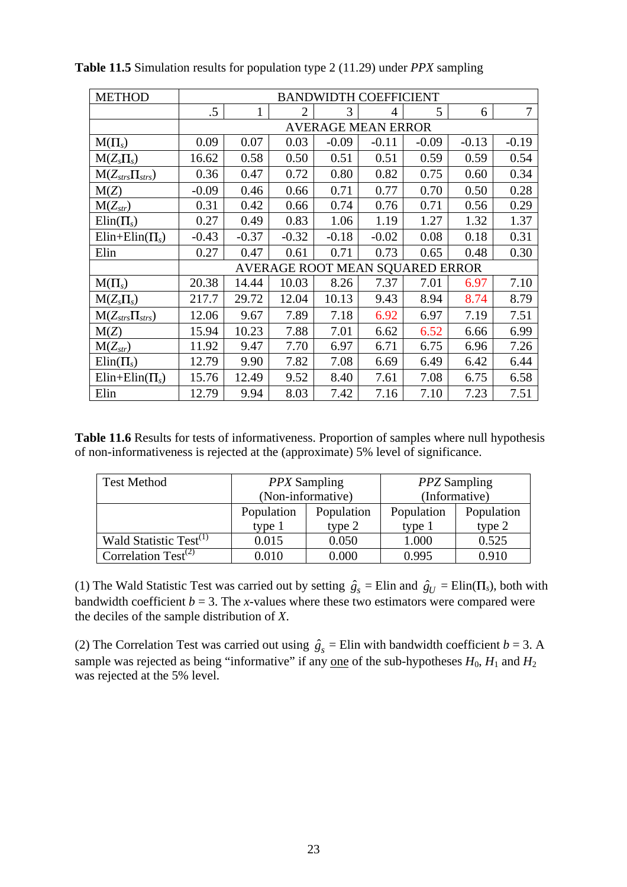**Table 11.5** Simulation results for population type 2 (11.29) under *PPX* sampling

| METHOD | BANDWIDTH COEFFICIENT | | | | | | | |
|---|---|---|---|---|---|---|---|---|
| | .5 | 1 | 2 | 3 | 4 | 5 | 6 | 7 |
| | AVERAGE MEAN ERROR | | | | | | | |
| $M(\Pi_s)$ | 0.09 | 0.07 | 0.03 | -0.09 | -0.11 | -0.09 | -0.13 | -0.19 |
| $M(Z_s\Pi_s)$ | 16.62 | 0.58 | 0.50 | 0.51 | 0.51 | 0.59 | 0.59 | 0.54 |
| $M(Z_{strs}\Pi_{strs})$ | 0.36 | 0.47 | 0.72 | 0.80 | 0.82 | 0.75 | 0.60 | 0.34 |
| $M(Z)$ | -0.09 | 0.46 | 0.66 | 0.71 | 0.77 | 0.70 | 0.50 | 0.28 |
| $M(Z_{str})$ | 0.31 | 0.42 | 0.66 | 0.74 | 0.76 | 0.71 | 0.56 | 0.29 |
| $\text{Elin}(\Pi_s)$ | 0.27 | 0.49 | 0.83 | 1.06 | 1.19 | 1.27 | 1.32 | 1.37 |
| $\text{Elin+Elin}(\Pi_s)$ | -0.43 | -0.37 | -0.32 | -0.18 | -0.02 | 0.08 | 0.18 | 0.31 |
| Elin | 0.27 | 0.47 | 0.61 | 0.71 | 0.73 | 0.65 | 0.48 | 0.30 |
| | AVERAGE ROOT MEAN SQUARED ERROR | | | | | | | |
| $M(\Pi_s)$ | 20.38 | 14.44 | 10.03 | 8.26 | 7.37 | 7.01 | 6.97 | 7.10 |
| $M(Z_s\Pi_s)$ | 217.7 | 29.72 | 12.04 | 10.13 | 9.43 | 8.94 | 8.74 | 8.79 |
| $M(Z_{strs}\Pi_{strs})$ | 12.06 | 9.67 | 7.89 | 7.18 | 6.92 | 6.97 | 7.19 | 7.51 |
| $M(Z)$ | 15.94 | 10.23 | 7.88 | 7.01 | 6.62 | 6.52 | 6.66 | 6.99 |
| $M(Z_{str})$ | 11.92 | 9.47 | 7.70 | 6.97 | 6.71 | 6.75 | 6.96 | 7.26 |
| $\text{Elin}(\Pi_s)$ | 12.79 | 9.90 | 7.82 | 7.08 | 6.69 | 6.49 | 6.42 | 6.44 |
| $\text{Elin+Elin}(\Pi_s)$ | 15.76 | 12.49 | 9.52 | 8.40 | 7.61 | 7.08 | 6.75 | 6.58 |
| Elin | 12.79 | 9.94 | 8.03 | 7.42 | 7.16 | 7.10 | 7.23 | 7.51 |

**Table 11.6** Results for tests of informativeness. Proportion of samples where null hypothesis of non-informativeness is rejected at the (approximate) 5% level of significance.

| Test Method | *PPX* Sampling (Non-informative) | | *PPZ* Sampling (Informative) | |
|---|---|---|---|---|
| | Population type 1 | Population type 2 | Population type 1 | Population type 2 |
| Wald Statistic Test[1] | 0.015 | 0.050 | 1.000 | 0.525 |
| Correlation Test[2] | 0.010 | 0.000 | 0.995 | 0.910 |

(1) The Wald Statistic Test was carried out by setting $\hat{g}_s$ = Elin and $\hat{g}_U$ = $\text{Elin}(\Pi_s)$, both with bandwidth coefficient $b = 3$. The $x$-values where these two estimators were compared were the deciles of the sample distribution of $X$.

(2) The Correlation Test was carried out using $\hat{g}_s$ = Elin with bandwidth coefficient $b = 3$. A sample was rejected as being "informative" if any one of the sub-hypotheses $H_0$, $H_1$ and $H_2$ was rejected at the 5% level.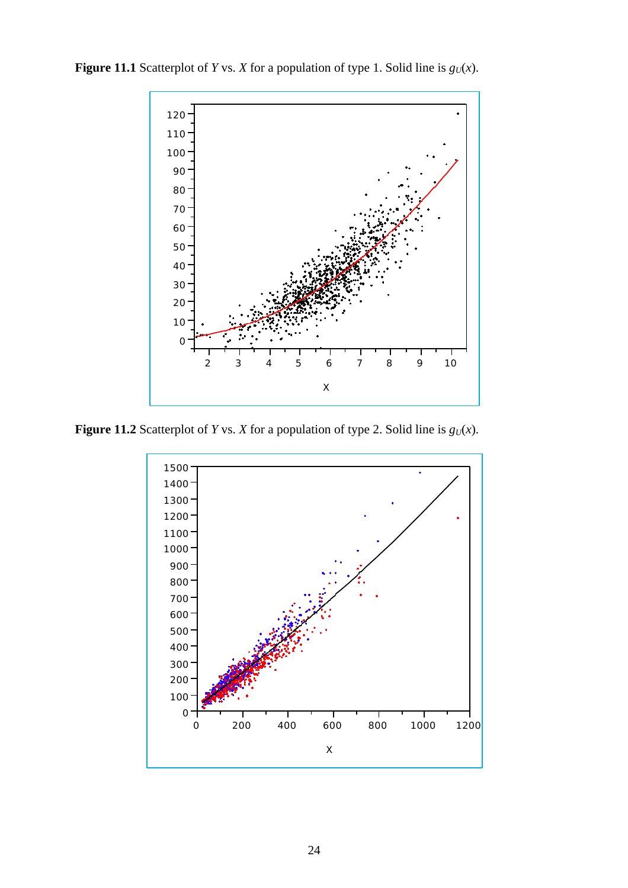**Figure 11.1** Scatterplot of $Y$ vs. $X$ for a population of type 1. Solid line is $g_U(x)$.

120
110
100
90
80
70
60
50
40
30
20
10
0

2 3 4 5 6 7 8 9 10

X

**Figure 11.2** Scatterplot of $Y$ vs. $X$ for a population of type 2. Solid line is $g_U(x)$.

1500
1400
1300
1200
1100
1000
900
800
700
600
500
400
300
200
100
0

0 200 400 600 800 1000 1200

X